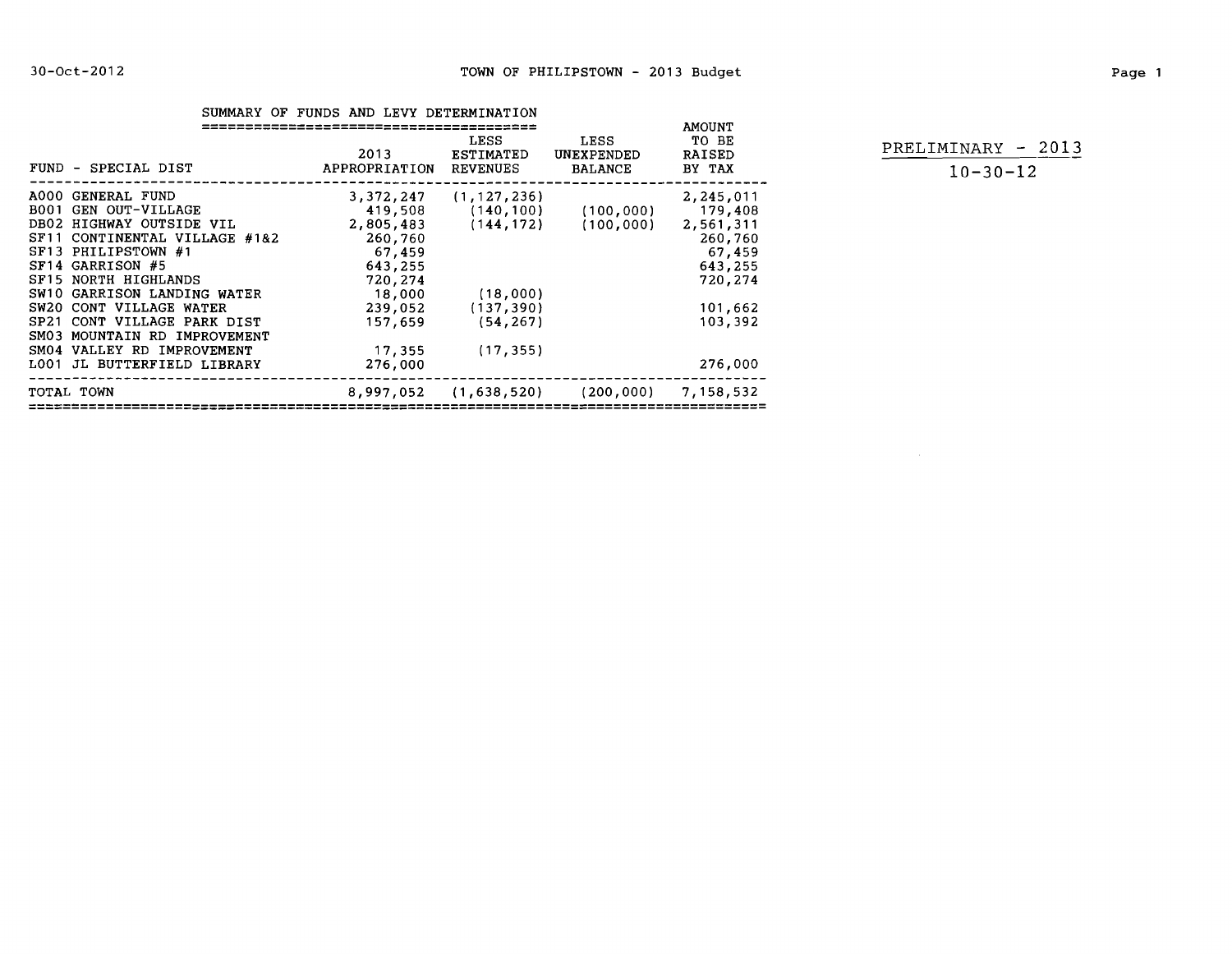# TOWN OF PHILIPSTOWN - 2013 Budget

PRELIMINARY - 2013

10-30-12

## SUMMARY OF FUNDS AND LEVY DETERMINATION

| FUND - SPECIAL DIST | 2013 APPROPRIATION | LESS ESTIMATED REVENUES | LESS UNEXPENDED BALANCE | AMOUNT TO BE RAISED BY TAX |
|---|---|---|---|---|
| A000 GENERAL FUND | 3,372,247 | (1,127,236) | | 2,245,011 |
| B001 GEN OUT-VILLAGE | 419,508 | (140,100) | (100,000) | 179,408 |
| DB02 HIGHWAY OUTSIDE VIL | 2,805,483 | (144,172) | (100,000) | 2,561,311 |
| SF11 CONTINENTAL VILLAGE #1&2 | 260,760 | | | 260,760 |
| SF13 PHILIPSTOWN #1 | 67,459 | | | 67,459 |
| SF14 GARRISON #5 | 643,255 | | | 643,255 |
| SF15 NORTH HIGHLANDS | 720,274 | | | 720,274 |
| SW10 GARRISON LANDING WATER | 18,000 | (18,000) | | |
| SW20 CONT VILLAGE WATER | 239,052 | (137,390) | | 101,662 |
| SP21 CONT VILLAGE PARK DIST | 157,659 | (54,267) | | 103,392 |
| SM03 MOUNTAIN RD IMPROVEMENT | | | | |
| SM04 VALLEY RD IMPROVEMENT | 17,355 | (17,355) | | |
| L001 JL BUTTERFIELD LIBRARY | 276,000 | | | 276,000 |
| TOTAL TOWN | 8,997,052 | (1,638,520) | (200,000) | 7,158,532 |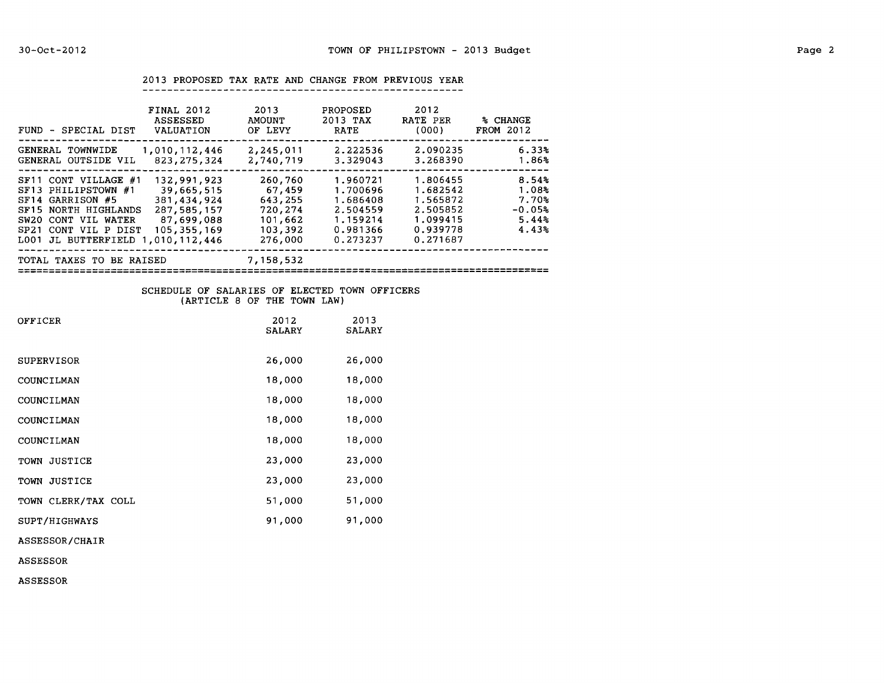## 2013 PROPOSED TAX RATE AND CHANGE FROM PREVIOUS YEAR

| FUND - SPECIAL DIST | FINAL 2012 ASSESSED VALUATION | 2013 AMOUNT OF LEVY | PROPOSED 2013 TAX RATE | 2012 RATE PER (000) | % CHANGE FROM 2012 |
|---|---|---|---|---|---|
| GENERAL TOWNWIDE | 1,010,112,446 | 2,245,011 | 2.222536 | 2.090235 | 6.33% |
| GENERAL OUTSIDE VIL | 823,275,324 | 2,740,719 | 3.329043 | 3.268390 | 1.86% |
| SF11 CONT VILLAGE #1 | 132,991,923 | 260,760 | 1.960721 | 1.806455 | 8.54% |
| SF13 PHILIPSTOWN #1 | 39,665,515 | 67,459 | 1.700696 | 1.682542 | 1.08% |
| SF14 GARRISON #5 | 381,434,924 | 643,255 | 1.686408 | 1.565872 | 7.70% |
| SF15 NORTH HIGHLANDS | 287,585,157 | 720,274 | 2.504559 | 2.505852 | -0.05% |
| SW20 CONT VIL WATER | 87,699,088 | 101,662 | 1.159214 | 1.099415 | 5.44% |
| SP21 CONT VIL P DIST | 105,355,169 | 103,392 | 0.981366 | 0.939778 | 4.43% |
| L001 JL BUTTERFIELD | 1,010,112,446 | 276,000 | 0.273237 | 0.271687 | |
| TOTAL TAXES TO BE RAISED | | 7,158,532 | | | |

## SCHEDULE OF SALARIES OF ELECTED TOWN OFFICERS (ARTICLE 8 OF THE TOWN LAW)

| OFFICER | 2012 SALARY | 2013 SALARY |
|---|---|---|
| SUPERVISOR | 26,000 | 26,000 |
| COUNCILMAN | 18,000 | 18,000 |
| COUNCILMAN | 18,000 | 18,000 |
| COUNCILMAN | 18,000 | 18,000 |
| COUNCILMAN | 18,000 | 18,000 |
| TOWN JUSTICE | 23,000 | 23,000 |
| TOWN JUSTICE | 23,000 | 23,000 |
| TOWN CLERK/TAX COLL | 51,000 | 51,000 |
| SUPT/HIGHWAYS | 91,000 | 91,000 |
| ASSESSOR/CHAIR | | |
| ASSESSOR | | |
| ASSESSOR | | |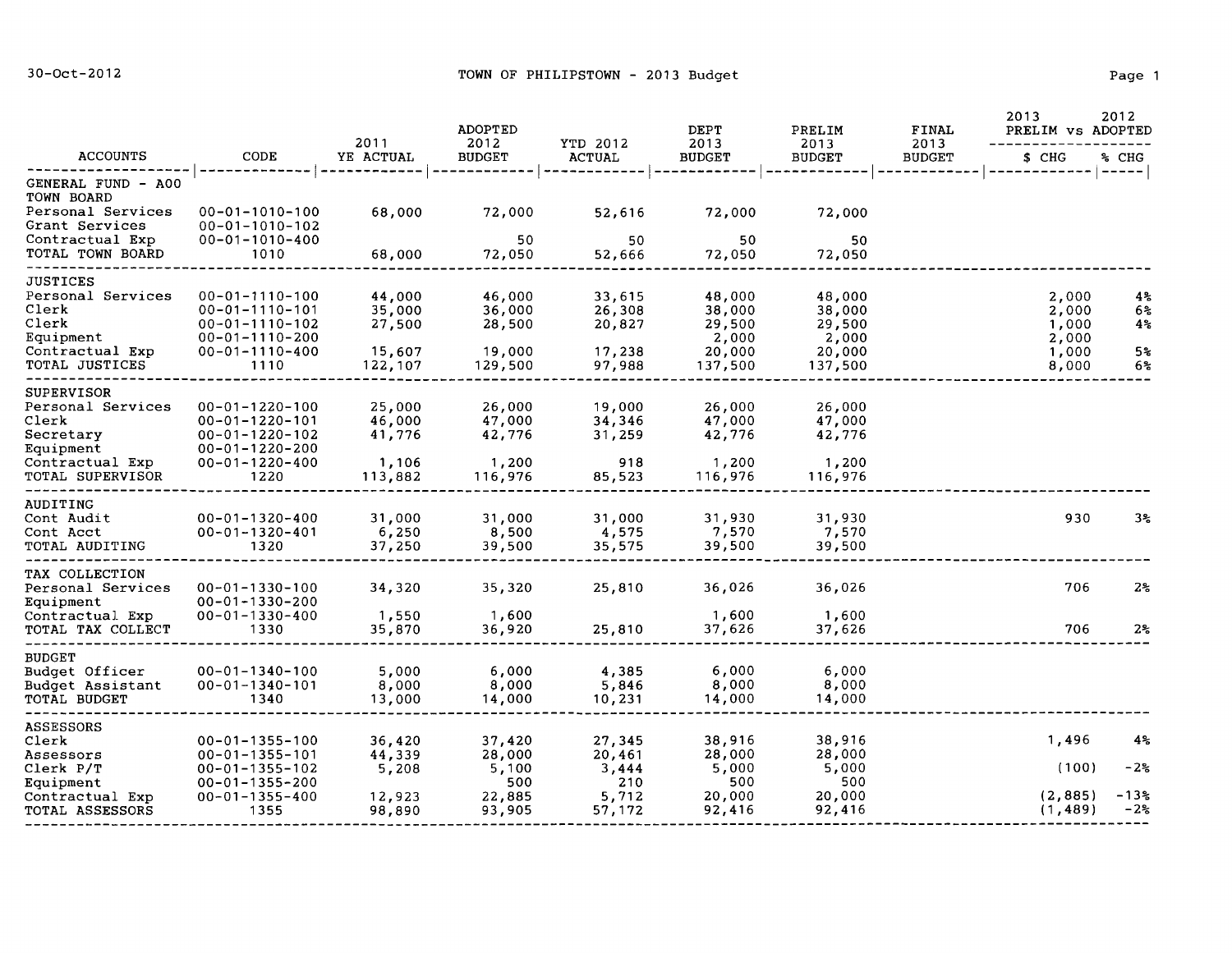# TOWN OF PHILIPSTOWN - 2013 Budget

30-Oct-2012

| ACCOUNTS | CODE | 2011 YE ACTUAL | ADOPTED 2012 BUDGET | YTD 2012 ACTUAL | DEPT 2013 BUDGET | PRELIM 2013 BUDGET | FINAL 2013 BUDGET | 2013 PRELIM vs 2012 ADOPTED $ CHG | % CHG |
|---|---|---|---|---|---|---|---|---|---|
| GENERAL FUND - A00 | | | | | | | | | |
| TOWN BOARD | | | | | | | | | |
| Personal Services | 00-01-1010-100 | 68,000 | 72,000 | 52,616 | 72,000 | 72,000 | | | |
| Grant Services | 00-01-1010-102 | | | | | | | | |
| Contractual Exp | 00-01-1010-400 | | 50 | 50 | 50 | 50 | | | |
| TOTAL TOWN BOARD | 1010 | 68,000 | 72,050 | 52,666 | 72,050 | 72,050 | | | |
| JUSTICES | | | | | | | | | |
| Personal Services | 00-01-1110-100 | 44,000 | 46,000 | 33,615 | 48,000 | 48,000 | | 2,000 | 4% |
| Clerk | 00-01-1110-101 | 35,000 | 36,000 | 26,308 | 38,000 | 38,000 | | 2,000 | 6% |
| Clerk | 00-01-1110-102 | 27,500 | 28,500 | 20,827 | 29,500 | 29,500 | | 1,000 | 4% |
| Equipment | 00-01-1110-200 | | | | 2,000 | 2,000 | | 2,000 | |
| Contractual Exp | 00-01-1110-400 | 15,607 | 19,000 | 17,238 | 20,000 | 20,000 | | 1,000 | 5% |
| TOTAL JUSTICES | 1110 | 122,107 | 129,500 | 97,988 | 137,500 | 137,500 | | 8,000 | 6% |
| SUPERVISOR | | | | | | | | | |
| Personal Services | 00-01-1220-100 | 25,000 | 26,000 | 19,000 | 26,000 | 26,000 | | | |
| Clerk | 00-01-1220-101 | 46,000 | 47,000 | 34,346 | 47,000 | 47,000 | | | |
| Secretary | 00-01-1220-102 | 41,776 | 42,776 | 31,259 | 42,776 | 42,776 | | | |
| Equipment | 00-01-1220-200 | | | | | | | | |
| Contractual Exp | 00-01-1220-400 | 1,106 | 1,200 | 918 | 1,200 | 1,200 | | | |
| TOTAL SUPERVISOR | 1220 | 113,882 | 116,976 | 85,523 | 116,976 | 116,976 | | | |
| AUDITING | | | | | | | | | |
| Cont Audit | 00-01-1320-400 | 31,000 | 31,000 | 31,000 | 31,930 | 31,930 | | 930 | 3% |
| Cont Acct | 00-01-1320-401 | 6,250 | 8,500 | 4,575 | 7,570 | 7,570 | | | |
| TOTAL AUDITING | 1320 | 37,250 | 39,500 | 35,575 | 39,500 | 39,500 | | | |
| TAX COLLECTION | | | | | | | | | |
| Personal Services | 00-01-1330-100 | 34,320 | 35,320 | 25,810 | 36,026 | 36,026 | | 706 | 2% |
| Equipment | 00-01-1330-200 | | | | | | | | |
| Contractual Exp | 00-01-1330-400 | 1,550 | 1,600 | | 1,600 | 1,600 | | | |
| TOTAL TAX COLLECT | 1330 | 35,870 | 36,920 | 25,810 | 37,626 | 37,626 | | 706 | 2% |
| BUDGET | | | | | | | | | |
| Budget Officer | 00-01-1340-100 | 5,000 | 6,000 | 4,385 | 6,000 | 6,000 | | | |
| Budget Assistant | 00-01-1340-101 | 8,000 | 8,000 | 5,846 | 8,000 | 8,000 | | | |
| TOTAL BUDGET | 1340 | 13,000 | 14,000 | 10,231 | 14,000 | 14,000 | | | |
| ASSESSORS | | | | | | | | | |
| Clerk | 00-01-1355-100 | 36,420 | 37,420 | 27,345 | 38,916 | 38,916 | | 1,496 | 4% |
| Assessors | 00-01-1355-101 | 44,339 | 28,000 | 20,461 | 28,000 | 28,000 | | | |
| Clerk P/T | 00-01-1355-102 | 5,208 | 5,100 | 3,444 | 5,000 | 5,000 | | (100) | -2% |
| Equipment | 00-01-1355-200 | | 500 | 210 | 500 | 500 | | | |
| Contractual Exp | 00-01-1355-400 | 12,923 | 22,885 | 5,712 | 20,000 | 20,000 | | (2,885) | -13% |
| TOTAL ASSESSORS | 1355 | 98,890 | 93,905 | 57,172 | 92,416 | 92,416 | | (1,489) | -2% |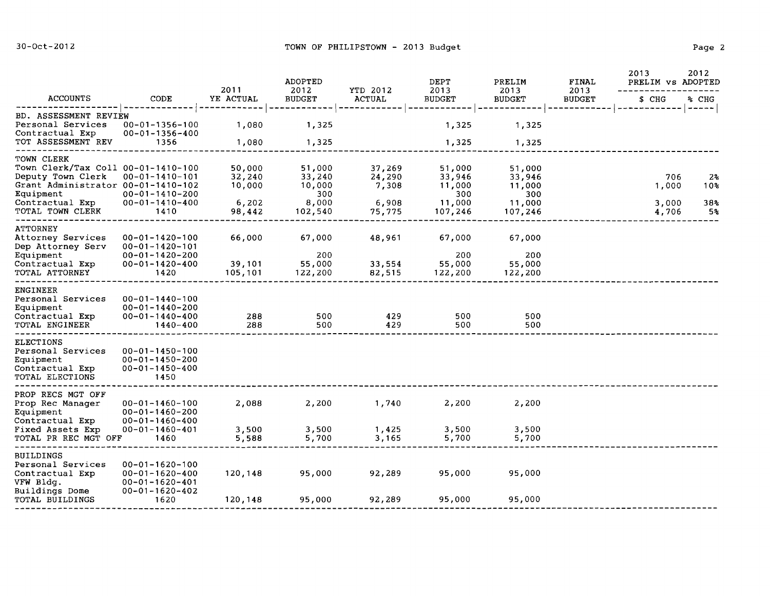# TOWN OF PHILIPSTOWN - 2013 Budget

30-Oct-2012

| ACCOUNTS | CODE | 2011 YE ACTUAL | ADOPTED 2012 BUDGET | YTD 2012 ACTUAL | DEPT 2013 BUDGET | PRELIM 2013 BUDGET | FINAL 2013 BUDGET | 2013 PRELIM vs 2012 ADOPTED $ CHG | % CHG |
|---|---|---|---|---|---|---|---|---|---|
| BD. ASSESSMENT REVIEW | | | | | | | | | |
| Personal Services | 00-01-1356-100 | 1,080 | 1,325 | | 1,325 | 1,325 | | | |
| Contractual Exp | 00-01-1356-400 | | | | | | | | |
| TOT ASSESSMENT REV | 1356 | 1,080 | 1,325 | | 1,325 | 1,325 | | | |
| TOWN CLERK | | | | | | | | | |
| Town Clerk/Tax Coll | 00-01-1410-100 | 50,000 | 51,000 | 37,269 | 51,000 | 51,000 | | | |
| Deputy Town Clerk | 00-01-1410-101 | 32,240 | 33,240 | 24,290 | 33,946 | 33,946 | | 706 | 2% |
| Grant Administrator | 00-01-1410-102 | 10,000 | 10,000 | 7,308 | 11,000 | 11,000 | | 1,000 | 10% |
| Equipment | 00-01-1410-200 | | 300 | | 300 | 300 | | | |
| Contractual Exp | 00-01-1410-400 | 6,202 | 8,000 | 6,908 | 11,000 | 11,000 | | 3,000 | 38% |
| TOTAL TOWN CLERK | 1410 | 98,442 | 102,540 | 75,775 | 107,246 | 107,246 | | 4,706 | 5% |
| ATTORNEY | | | | | | | | | |
| Attorney Services | 00-01-1420-100 | 66,000 | 67,000 | 48,961 | 67,000 | 67,000 | | | |
| Dep Attorney Serv | 00-01-1420-101 | | | | | | | | |
| Equipment | 00-01-1420-200 | | 200 | | 200 | 200 | | | |
| Contractual Exp | 00-01-1420-400 | 39,101 | 55,000 | 33,554 | 55,000 | 55,000 | | | |
| TOTAL ATTORNEY | 1420 | 105,101 | 122,200 | 82,515 | 122,200 | 122,200 | | | |
| ENGINEER | | | | | | | | | |
| Personal Services | 00-01-1440-100 | | | | | | | | |
| Equipment | 00-01-1440-200 | | | | | | | | |
| Contractual Exp | 00-01-1440-400 | 288 | 500 | 429 | 500 | 500 | | | |
| TOTAL ENGINEER | 1440-400 | 288 | 500 | 429 | 500 | 500 | | | |
| ELECTIONS | | | | | | | | | |
| Personal Services | 00-01-1450-100 | | | | | | | | |
| Equipment | 00-01-1450-200 | | | | | | | | |
| Contractual Exp | 00-01-1450-400 | | | | | | | | |
| TOTAL ELECTIONS | 1450 | | | | | | | | |
| PROP RECS MGT OFF | | | | | | | | | |
| Prop Rec Manager | 00-01-1460-100 | 2,088 | 2,200 | 1,740 | 2,200 | 2,200 | | | |
| Equipment | 00-01-1460-200 | | | | | | | | |
| Contractual Exp | 00-01-1460-400 | | | | | | | | |
| Fixed Assets Exp | 00-01-1460-401 | 3,500 | 3,500 | 1,425 | 3,500 | 3,500 | | | |
| TOTAL PR REC MGT OFF | 1460 | 5,588 | 5,700 | 3,165 | 5,700 | 5,700 | | | |
| BUILDINGS | | | | | | | | | |
| Personal Services | 00-01-1620-100 | | | | | | | | |
| Contractual Exp | 00-01-1620-400 | 120,148 | 95,000 | 92,289 | 95,000 | 95,000 | | | |
| VFW Bldg. | 00-01-1620-401 | | | | | | | | |
| Buildings Dome | 00-01-1620-402 | | | | | | | | |
| TOTAL BUILDINGS | 1620 | 120,148 | 95,000 | 92,289 | 95,000 | 95,000 | | | |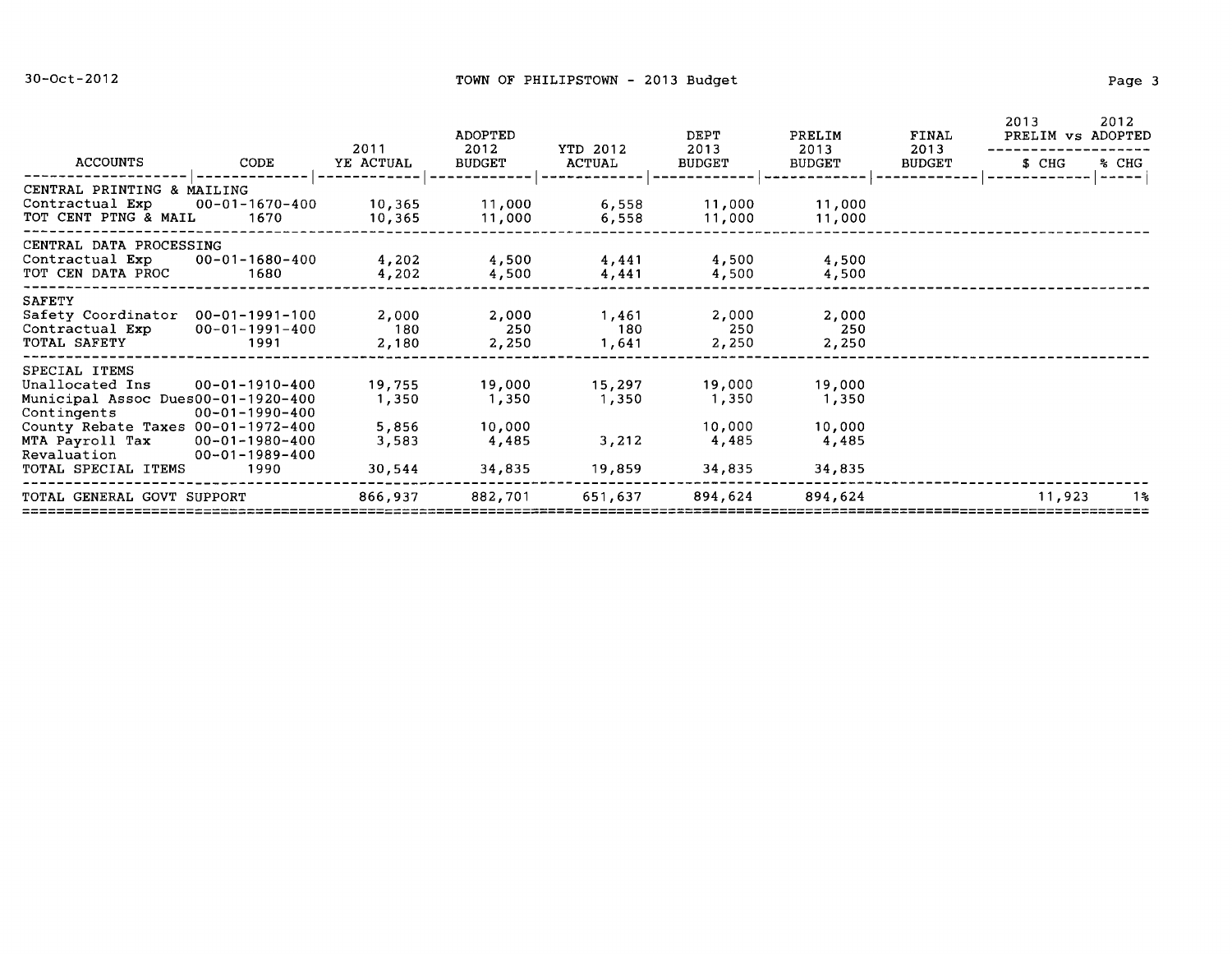30-Oct-2012 TOWN OF PHILIPSTOWN - 2013 Budget

| ACCOUNTS | CODE | 2011 YE ACTUAL | ADOPTED 2012 BUDGET | YTD 2012 ACTUAL | DEPT 2013 BUDGET | PRELIM 2013 BUDGET | FINAL 2013 BUDGET | 2013 PRELIM vs 2012 ADOPTED $ CHG | % CHG |
|---|---|---|---|---|---|---|---|---|---|
| CENTRAL PRINTING & MAILING | | | | | | | | | |
| Contractual Exp | 00-01-1670-400 | 10,365 | 11,000 | 6,558 | 11,000 | 11,000 | | | |
| TOT CENT PTNG & MAIL | 1670 | 10,365 | 11,000 | 6,558 | 11,000 | 11,000 | | | |
| CENTRAL DATA PROCESSING | | | | | | | | | |
| Contractual Exp | 00-01-1680-400 | 4,202 | 4,500 | 4,441 | 4,500 | 4,500 | | | |
| TOT CEN DATA PROC | 1680 | 4,202 | 4,500 | 4,441 | 4,500 | 4,500 | | | |
| SAFETY | | | | | | | | | |
| Safety Coordinator | 00-01-1991-100 | 2,000 | 2,000 | 1,461 | 2,000 | 2,000 | | | |
| Contractual Exp | 00-01-1991-400 | 180 | 250 | 180 | 250 | 250 | | | |
| TOTAL SAFETY | 1991 | 2,180 | 2,250 | 1,641 | 2,250 | 2,250 | | | |
| SPECIAL ITEMS | | | | | | | | | |
| Unallocated Ins | 00-01-1910-400 | 19,755 | 19,000 | 15,297 | 19,000 | 19,000 | | | |
| Municipal Assoc Dues | 00-01-1920-400 | 1,350 | 1,350 | 1,350 | 1,350 | 1,350 | | | |
| Contingents | 00-01-1990-400 | | | | | | | | |
| County Rebate Taxes | 00-01-1972-400 | 5,856 | 10,000 | | 10,000 | 10,000 | | | |
| MTA Payroll Tax | 00-01-1980-400 | 3,583 | 4,485 | 3,212 | 4,485 | 4,485 | | | |
| Revaluation | 00-01-1989-400 | | | | | | | | |
| TOTAL SPECIAL ITEMS | 1990 | 30,544 | 34,835 | 19,859 | 34,835 | 34,835 | | | |
| TOTAL GENERAL GOVT SUPPORT | | 866,937 | 882,701 | 651,637 | 894,624 | 894,624 | | 11,923 | 1% |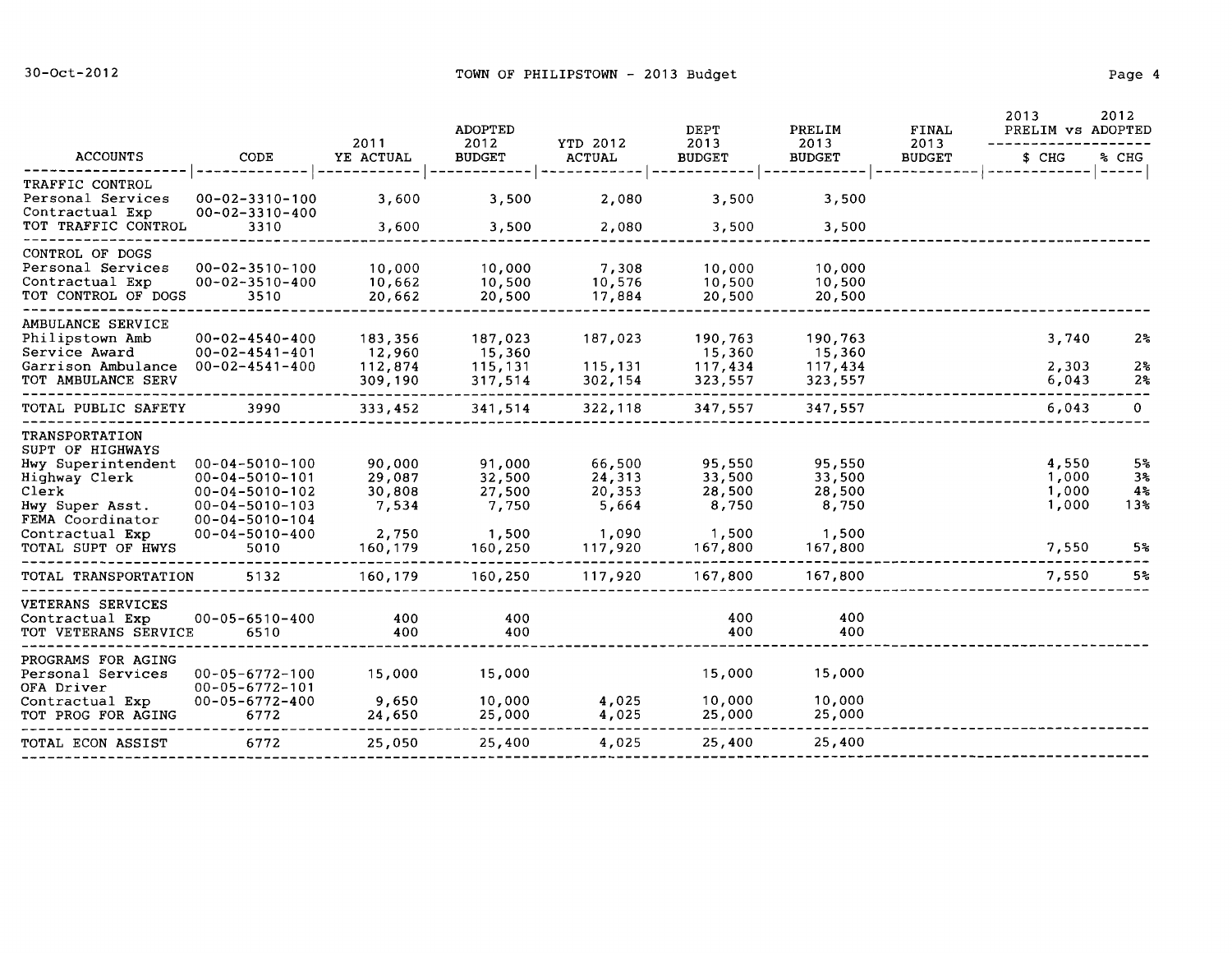# TOWN OF PHILIPSTOWN - 2013 Budget

| ACCOUNTS | CODE | 2011 YE ACTUAL | ADOPTED 2012 BUDGET | YTD 2012 ACTUAL | DEPT 2013 BUDGET | PRELIM 2013 BUDGET | FINAL 2013 BUDGET | 2013 PRELIM vs 2012 ADOPTED $ CHG | % CHG |
|---|---|---|---|---|---|---|---|---|---|
| TRAFFIC CONTROL | | | | | | | | | |
| Personal Services | 00-02-3310-100 | 3,600 | 3,500 | 2,080 | 3,500 | 3,500 | | | |
| Contractual Exp | 00-02-3310-400 | | | | | | | | |
| TOT TRAFFIC CONTROL | 3310 | 3,600 | 3,500 | 2,080 | 3,500 | 3,500 | | | |
| CONTROL OF DOGS | | | | | | | | | |
| Personal Services | 00-02-3510-100 | 10,000 | 10,000 | 7,308 | 10,000 | 10,000 | | | |
| Contractual Exp | 00-02-3510-400 | 10,662 | 10,500 | 10,576 | 10,500 | 10,500 | | | |
| TOT CONTROL OF DOGS | 3510 | 20,662 | 20,500 | 17,884 | 20,500 | 20,500 | | | |
| AMBULANCE SERVICE | | | | | | | | | |
| Philipstown Amb | 00-02-4540-400 | 183,356 | 187,023 | 187,023 | 190,763 | 190,763 | | 3,740 | 2% |
| Service Award | 00-02-4541-401 | 12,960 | 15,360 | | 15,360 | 15,360 | | | |
| Garrison Ambulance | 00-02-4541-400 | 112,874 | 115,131 | 115,131 | 117,434 | 117,434 | | 2,303 | 2% |
| TOT AMBULANCE SERV | | 309,190 | 317,514 | 302,154 | 323,557 | 323,557 | | 6,043 | 2% |
| TOTAL PUBLIC SAFETY | 3990 | 333,452 | 341,514 | 322,118 | 347,557 | 347,557 | | 6,043 | 0 |
| TRANSPORTATION | | | | | | | | | |
| SUPT OF HIGHWAYS | | | | | | | | | |
| Hwy Superintendent | 00-04-5010-100 | 90,000 | 91,000 | 66,500 | 95,550 | 95,550 | | 4,550 | 5% |
| Highway Clerk | 00-04-5010-101 | 29,087 | 32,500 | 24,313 | 33,500 | 33,500 | | 1,000 | 3% |
| Clerk | 00-04-5010-102 | 30,808 | 27,500 | 20,353 | 28,500 | 28,500 | | 1,000 | 4% |
| Hwy Super Asst. | 00-04-5010-103 | 7,534 | 7,750 | 5,664 | 8,750 | 8,750 | | 1,000 | 13% |
| FEMA Coordinator | 00-04-5010-104 | | | | | | | | |
| Contractual Exp | 00-04-5010-400 | 2,750 | 1,500 | 1,090 | 1,500 | 1,500 | | | |
| TOTAL SUPT OF HWYS | 5010 | 160,179 | 160,250 | 117,920 | 167,800 | 167,800 | | 7,550 | 5% |
| TOTAL TRANSPORTATION | 5132 | 160,179 | 160,250 | 117,920 | 167,800 | 167,800 | | 7,550 | 5% |
| VETERANS SERVICES | | | | | | | | | |
| Contractual Exp | 00-05-6510-400 | 400 | 400 | | 400 | 400 | | | |
| TOT VETERANS SERVICE | 6510 | 400 | 400 | | 400 | 400 | | | |
| PROGRAMS FOR AGING | | | | | | | | | |
| Personal Services | 00-05-6772-100 | 15,000 | 15,000 | | 15,000 | 15,000 | | | |
| OFA Driver | 00-05-6772-101 | | | | | | | | |
| Contractual Exp | 00-05-6772-400 | 9,650 | 10,000 | 4,025 | 10,000 | 10,000 | | | |
| TOT PROG FOR AGING | 6772 | 24,650 | 25,000 | 4,025 | 25,000 | 25,000 | | | |
| TOTAL ECON ASSIST | 6772 | 25,050 | 25,400 | 4,025 | 25,400 | 25,400 | | | |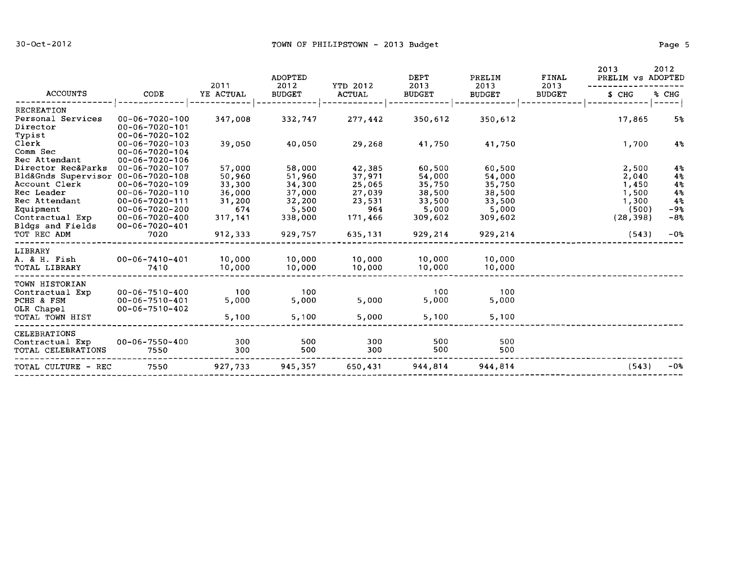| ACCOUNTS | CODE | 2011 YE ACTUAL | ADOPTED 2012 BUDGET | YTD 2012 ACTUAL | DEPT 2013 BUDGET | PRELIM 2013 BUDGET | FINAL 2013 BUDGET | 2013 PRELIM vs 2012 ADOPTED $ CHG | % CHG |
|---|---|---|---|---|---|---|---|---|---|
| RECREATION | | | | | | | | | |
| Personal Services | 00-06-7020-100 | 347,008 | 332,747 | 277,442 | 350,612 | 350,612 | | 17,865 | 5% |
| Director | 00-06-7020-101 | | | | | | | | |
| Typist | 00-06-7020-102 | | | | | | | | |
| Clerk | 00-06-7020-103 | 39,050 | 40,050 | 29,268 | 41,750 | 41,750 | | 1,700 | 4% |
| Comm Sec | 00-06-7020-104 | | | | | | | | |
| Rec Attendant | 00-06-7020-106 | | | | | | | | |
| Director Rec&Parks | 00-06-7020-107 | 57,000 | 58,000 | 42,385 | 60,500 | 60,500 | | 2,500 | 4% |
| Bld&Gnds Supervisor | 00-06-7020-108 | 50,960 | 51,960 | 37,971 | 54,000 | 54,000 | | 2,040 | 4% |
| Account Clerk | 00-06-7020-109 | 33,300 | 34,300 | 25,065 | 35,750 | 35,750 | | 1,450 | 4% |
| Rec Leader | 00-06-7020-110 | 36,000 | 37,000 | 27,039 | 38,500 | 38,500 | | 1,500 | 4% |
| Rec Attendant | 00-06-7020-111 | 31,200 | 32,200 | 23,531 | 33,500 | 33,500 | | 1,300 | 4% |
| Equipment | 00-06-7020-200 | 674 | 5,500 | 964 | 5,000 | 5,000 | | (500) | -9% |
| Contractual Exp | 00-06-7020-400 | 317,141 | 338,000 | 171,466 | 309,602 | 309,602 | | (28,398) | -8% |
| Bldgs and Fields | 00-06-7020-401 | | | | | | | | |
| TOT REC ADM | 7020 | 912,333 | 929,757 | 635,131 | 929,214 | 929,214 | | (543) | -0% |
| LIBRARY | | | | | | | | | |
| A. & H. Fish | 00-06-7410-401 | 10,000 | 10,000 | 10,000 | 10,000 | 10,000 | | | |
| TOTAL LIBRARY | 7410 | 10,000 | 10,000 | 10,000 | 10,000 | 10,000 | | | |
| TOWN HISTORIAN | | | | | | | | | |
| Contractual Exp | 00-06-7510-400 | 100 | 100 | | 100 | 100 | | | |
| PCHS & FSM | 00-06-7510-401 | 5,000 | 5,000 | 5,000 | 5,000 | 5,000 | | | |
| OLR Chapel | 00-06-7510-402 | | | | | | | | |
| TOTAL TOWN HIST | | 5,100 | 5,100 | 5,000 | 5,100 | 5,100 | | | |
| CELEBRATIONS | | | | | | | | | |
| Contractual Exp | 00-06-7550-400 | 300 | 500 | 300 | 500 | 500 | | | |
| TOTAL CELEBRATIONS | 7550 | 300 | 500 | 300 | 500 | 500 | | | |
| TOTAL CULTURE - REC | 7550 | 927,733 | 945,357 | 650,431 | 944,814 | 944,814 | | (543) | -0% |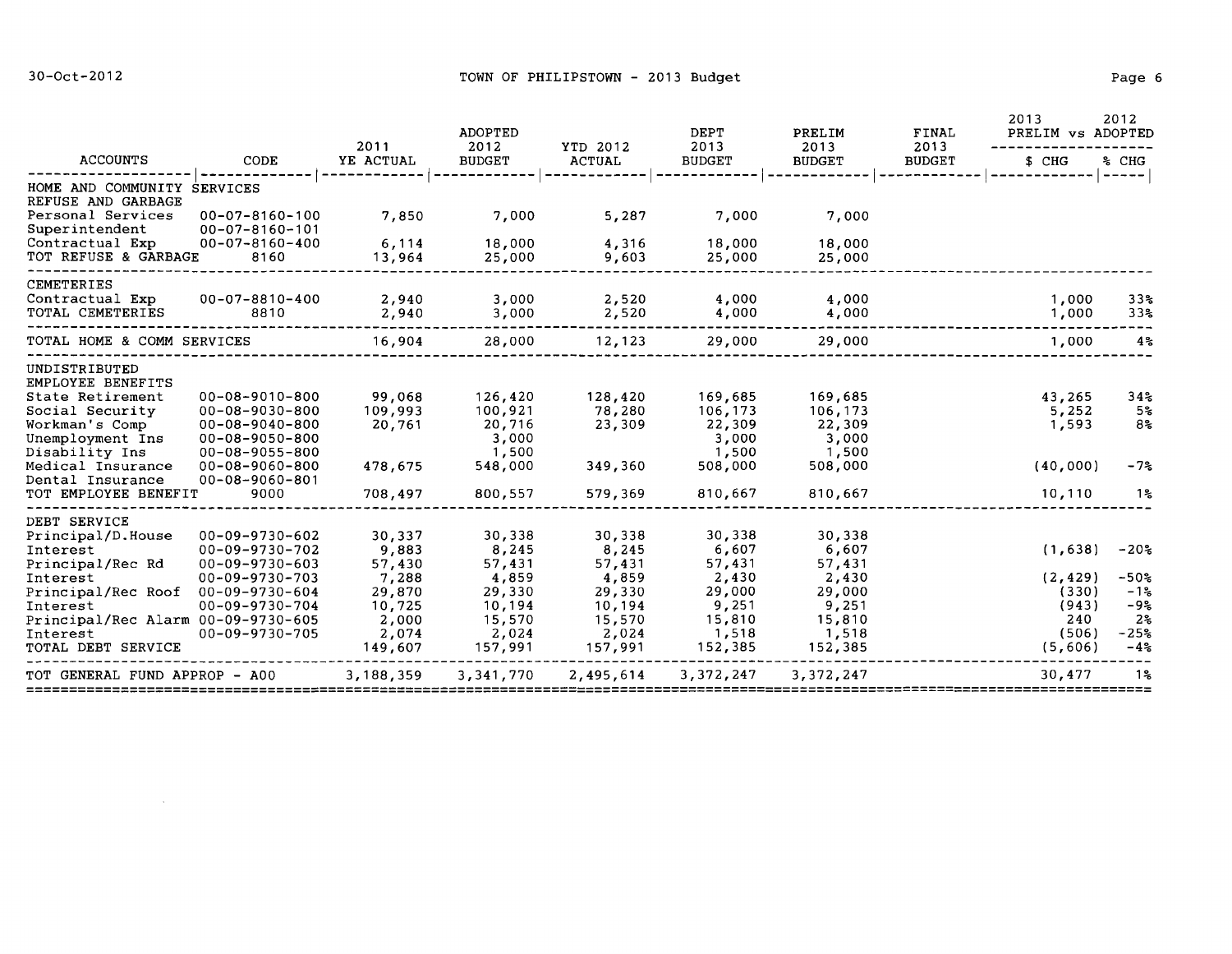# TOWN OF PHILIPSTOWN - 2013 Budget

30-Oct-2012

| ACCOUNTS | CODE | 2011 YE ACTUAL | ADOPTED 2012 BUDGET | YTD 2012 ACTUAL | DEPT 2013 BUDGET | PRELIM 2013 BUDGET | FINAL 2013 BUDGET | 2013 PRELIM vs 2012 ADOPTED $ CHG | % CHG |
|---|---|---|---|---|---|---|---|---|---|
| HOME AND COMMUNITY SERVICES | | | | | | | | | |
| REFUSE AND GARBAGE | | | | | | | | | |
| Personal Services | 00-07-8160-100 | 7,850 | 7,000 | 5,287 | 7,000 | 7,000 | | | |
| Superintendent | 00-07-8160-101 | | | | | | | | |
| Contractual Exp | 00-07-8160-400 | 6,114 | 18,000 | 4,316 | 18,000 | 18,000 | | | |
| TOT REFUSE & GARBAGE | 8160 | 13,964 | 25,000 | 9,603 | 25,000 | 25,000 | | | |
| CEMETERIES | | | | | | | | | |
| Contractual Exp | 00-07-8810-400 | 2,940 | 3,000 | 2,520 | 4,000 | 4,000 | | 1,000 | 33% |
| TOTAL CEMETERIES | 8810 | 2,940 | 3,000 | 2,520 | 4,000 | 4,000 | | 1,000 | 33% |
| TOTAL HOME & COMM SERVICES | | 16,904 | 28,000 | 12,123 | 29,000 | 29,000 | | 1,000 | 4% |
| UNDISTRIBUTED | | | | | | | | | |
| EMPLOYEE BENEFITS | | | | | | | | | |
| State Retirement | 00-08-9010-800 | 99,068 | 126,420 | 128,420 | 169,685 | 169,685 | | 43,265 | 34% |
| Social Security | 00-08-9030-800 | 109,993 | 100,921 | 78,280 | 106,173 | 106,173 | | 5,252 | 5% |
| Workman's Comp | 00-08-9040-800 | 20,761 | 20,716 | 23,309 | 22,309 | 22,309 | | 1,593 | 8% |
| Unemployment Ins | 00-08-9050-800 | | 3,000 | | 3,000 | 3,000 | | | |
| Disability Ins | 00-08-9055-800 | | 1,500 | | 1,500 | 1,500 | | | |
| Medical Insurance | 00-08-9060-800 | 478,675 | 548,000 | 349,360 | 508,000 | 508,000 | | (40,000) | -7% |
| Dental Insurance | 00-08-9060-801 | | | | | | | | |
| TOT EMPLOYEE BENEFIT | 9000 | 708,497 | 800,557 | 579,369 | 810,667 | 810,667 | | 10,110 | 1% |
| DEBT SERVICE | | | | | | | | | |
| Principal/D.House | 00-09-9730-602 | 30,337 | 30,338 | 30,338 | 30,338 | 30,338 | | | |
| Interest | 00-09-9730-702 | 9,883 | 8,245 | 8,245 | 6,607 | 6,607 | | (1,638) | -20% |
| Principal/Rec Rd | 00-09-9730-603 | 57,430 | 57,431 | 57,431 | 57,431 | 57,431 | | | |
| Interest | 00-09-9730-703 | 7,288 | 4,859 | 4,859 | 2,430 | 2,430 | | (2,429) | -50% |
| Principal/Rec Roof | 00-09-9730-604 | 29,870 | 29,330 | 29,330 | 29,000 | 29,000 | | (330) | -1% |
| Interest | 00-09-9730-704 | 10,725 | 10,194 | 10,194 | 9,251 | 9,251 | | (943) | -9% |
| Principal/Rec Alarm | 00-09-9730-605 | 2,000 | 15,570 | 15,570 | 15,810 | 15,810 | | 240 | 2% |
| Interest | 00-09-9730-705 | 2,074 | 2,024 | 2,024 | 1,518 | 1,518 | | (506) | -25% |
| TOTAL DEBT SERVICE | | 149,607 | 157,991 | 157,991 | 152,385 | 152,385 | | (5,606) | -4% |
| TOT GENERAL FUND APPROP - A00 | | 3,188,359 | 3,341,770 | 2,495,614 | 3,372,247 | 3,372,247 | | 30,477 | 1% |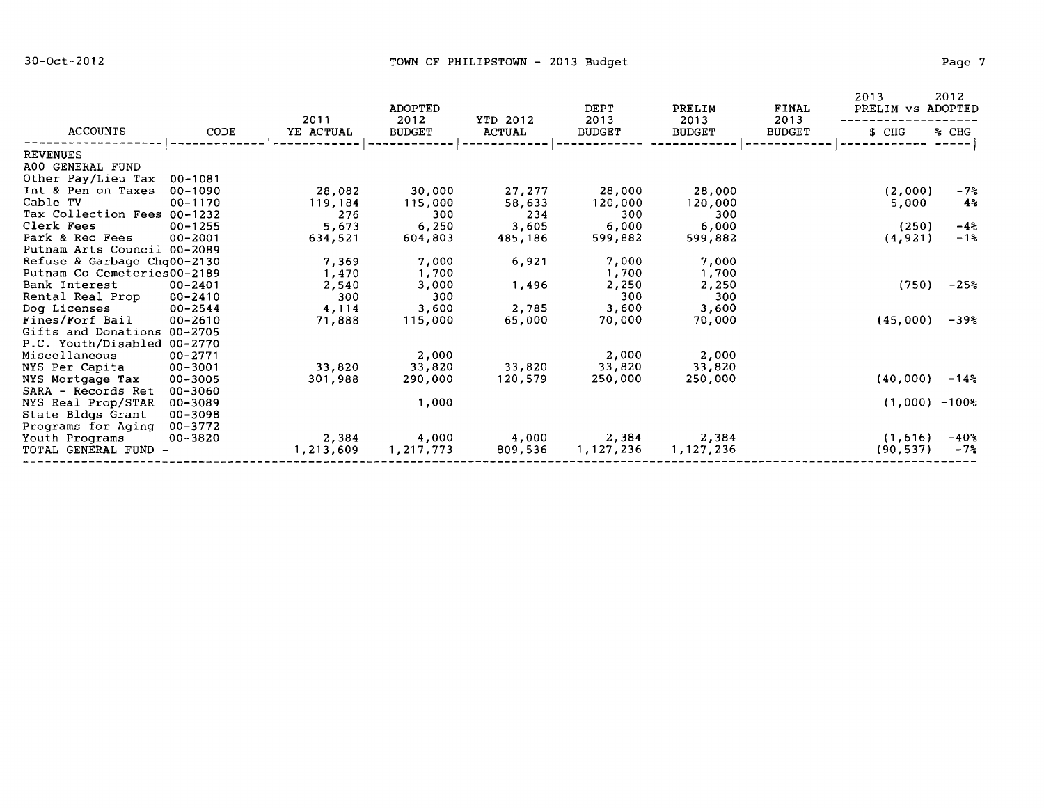# TOWN OF PHILIPSTOWN - 2013 Budget

30-Oct-2012

| ACCOUNTS | CODE | 2011 YE ACTUAL | ADOPTED 2012 BUDGET | YTD 2012 ACTUAL | DEPT 2013 BUDGET | PRELIM 2013 BUDGET | FINAL 2013 BUDGET | 2013 PRELIM vs 2012 ADOPTED $ CHG | % CHG |
|---|---|---|---|---|---|---|---|---|---|
| REVENUES | | | | | | | | | |
| A00 GENERAL FUND | | | | | | | | | |
| Other Pay/Lieu Tax | 00-1081 | | | | | | | | |
| Int & Pen on Taxes | 00-1090 | 28,082 | 30,000 | 27,277 | 28,000 | 28,000 | | (2,000) | -7% |
| Cable TV | 00-1170 | 119,184 | 115,000 | 58,633 | 120,000 | 120,000 | | 5,000 | 4% |
| Tax Collection Fees | 00-1232 | 276 | 300 | 234 | 300 | 300 | | | |
| Clerk Fees | 00-1255 | 5,673 | 6,250 | 3,605 | 6,000 | 6,000 | | (250) | -4% |
| Park & Rec Fees | 00-2001 | 634,521 | 604,803 | 485,186 | 599,882 | 599,882 | | (4,921) | -1% |
| Putnam Arts Council | 00-2089 | | | | | | | | |
| Refuse & Garbage Chg | 00-2130 | 7,369 | 7,000 | 6,921 | 7,000 | 7,000 | | | |
| Putnam Co Cemeteries | 00-2189 | 1,470 | 1,700 | | 1,700 | 1,700 | | | |
| Bank Interest | 00-2401 | 2,540 | 3,000 | 1,496 | 2,250 | 2,250 | | (750) | -25% |
| Rental Real Prop | 00-2410 | 300 | 300 | | 300 | 300 | | | |
| Dog Licenses | 00-2544 | 4,114 | 3,600 | 2,785 | 3,600 | 3,600 | | | |
| Fines/Forf Bail | 00-2610 | 71,888 | 115,000 | 65,000 | 70,000 | 70,000 | | (45,000) | -39% |
| Gifts and Donations | 00-2705 | | | | | | | | |
| P.C. Youth/Disabled | 00-2770 | | | | | | | | |
| Miscellaneous | 00-2771 | | 2,000 | | 2,000 | 2,000 | | | |
| NYS Per Capita | 00-3001 | 33,820 | 33,820 | 33,820 | 33,820 | 33,820 | | | |
| NYS Mortgage Tax | 00-3005 | 301,988 | 290,000 | 120,579 | 250,000 | 250,000 | | (40,000) | -14% |
| SARA - Records Ret | 00-3060 | | | | | | | | |
| NYS Real Prop/STAR | 00-3089 | | 1,000 | | | | | (1,000) | -100% |
| State Bldgs Grant | 00-3098 | | | | | | | | |
| Programs for Aging | 00-3772 | | | | | | | | |
| Youth Programs | 00-3820 | 2,384 | 4,000 | 4,000 | 2,384 | 2,384 | | (1,616) | -40% |
| TOTAL GENERAL FUND - | | 1,213,609 | 1,217,773 | 809,536 | 1,127,236 | 1,127,236 | | (90,537) | -7% |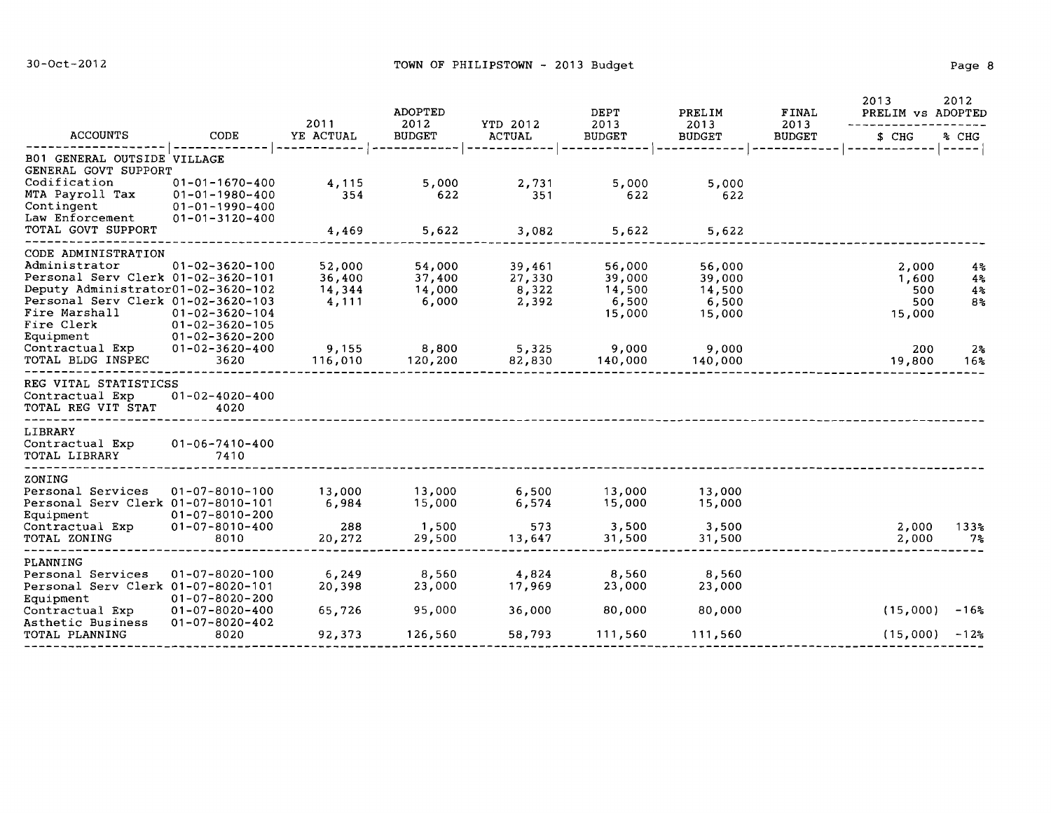| ACCOUNTS | CODE | 2011 YE ACTUAL | ADOPTED 2012 BUDGET | YTD 2012 ACTUAL | DEPT 2013 BUDGET | PRELIM 2013 BUDGET | FINAL 2013 BUDGET | 2013 PRELIM vs ADOPTED $ CHG | 2012 % CHG |
|---|---|---|---|---|---|---|---|---|---|
| B01 GENERAL OUTSIDE VILLAGE | | | | | | | | | |
| GENERAL GOVT SUPPORT | | | | | | | | | |
| Codification | 01-01-1670-400 | 4,115 | 5,000 | 2,731 | 5,000 | 5,000 | | | |
| MTA Payroll Tax | 01-01-1980-400 | 354 | 622 | 351 | 622 | 622 | | | |
| Contingent | 01-01-1990-400 | | | | | | | | |
| Law Enforcement | 01-01-3120-400 | | | | | | | | |
| TOTAL GOVT SUPPORT | | 4,469 | 5,622 | 3,082 | 5,622 | 5,622 | | | |
| CODE ADMINISTRATION | | | | | | | | | |
| Administrator | 01-02-3620-100 | 52,000 | 54,000 | 39,461 | 56,000 | 56,000 | | 2,000 | 4% |
| Personal Serv Clerk | 01-02-3620-101 | 36,400 | 37,400 | 27,330 | 39,000 | 39,000 | | 1,600 | 4% |
| Deputy Administrator | 01-02-3620-102 | 14,344 | 14,000 | 8,322 | 14,500 | 14,500 | | 500 | 4% |
| Personal Serv Clerk | 01-02-3620-103 | 4,111 | 6,000 | 2,392 | 6,500 | 6,500 | | 500 | 8% |
| Fire Marshall | 01-02-3620-104 | | | | 15,000 | 15,000 | | 15,000 | |
| Fire Clerk | 01-02-3620-105 | | | | | | | | |
| Equipment | 01-02-3620-200 | | | | | | | | |
| Contractual Exp | 01-02-3620-400 | 9,155 | 8,800 | 5,325 | 9,000 | 9,000 | | 200 | 2% |
| TOTAL BLDG INSPEC | 3620 | 116,010 | 120,200 | 82,830 | 140,000 | 140,000 | | 19,800 | 16% |
| REG VITAL STATISTICSS | | | | | | | | | |
| Contractual Exp | 01-02-4020-400 | | | | | | | | |
| TOTAL REG VIT STAT | 4020 | | | | | | | | |
| LIBRARY | | | | | | | | | |
| Contractual Exp | 01-06-7410-400 | | | | | | | | |
| TOTAL LIBRARY | 7410 | | | | | | | | |
| ZONING | | | | | | | | | |
| Personal Services | 01-07-8010-100 | 13,000 | 13,000 | 6,500 | 13,000 | 13,000 | | | |
| Personal Serv Clerk | 01-07-8010-101 | 6,984 | 15,000 | 6,574 | 15,000 | 15,000 | | | |
| Equipment | 01-07-8010-200 | | | | | | | | |
| Contractual Exp | 01-07-8010-400 | 288 | 1,500 | 573 | 3,500 | 3,500 | | 2,000 | 133% |
| TOTAL ZONING | 8010 | 20,272 | 29,500 | 13,647 | 31,500 | 31,500 | | 2,000 | 7% |
| PLANNING | | | | | | | | | |
| Personal Services | 01-07-8020-100 | 6,249 | 8,560 | 4,824 | 8,560 | 8,560 | | | |
| Personal Serv Clerk | 01-07-8020-101 | 20,398 | 23,000 | 17,969 | 23,000 | 23,000 | | | |
| Equipment | 01-07-8020-200 | | | | | | | | |
| Contractual Exp | 01-07-8020-400 | 65,726 | 95,000 | 36,000 | 80,000 | 80,000 | | (15,000) | -16% |
| Asthetic Business | 01-07-8020-402 | | | | | | | | |
| TOTAL PLANNING | 8020 | 92,373 | 126,560 | 58,793 | 111,560 | 111,560 | | (15,000) | -12% |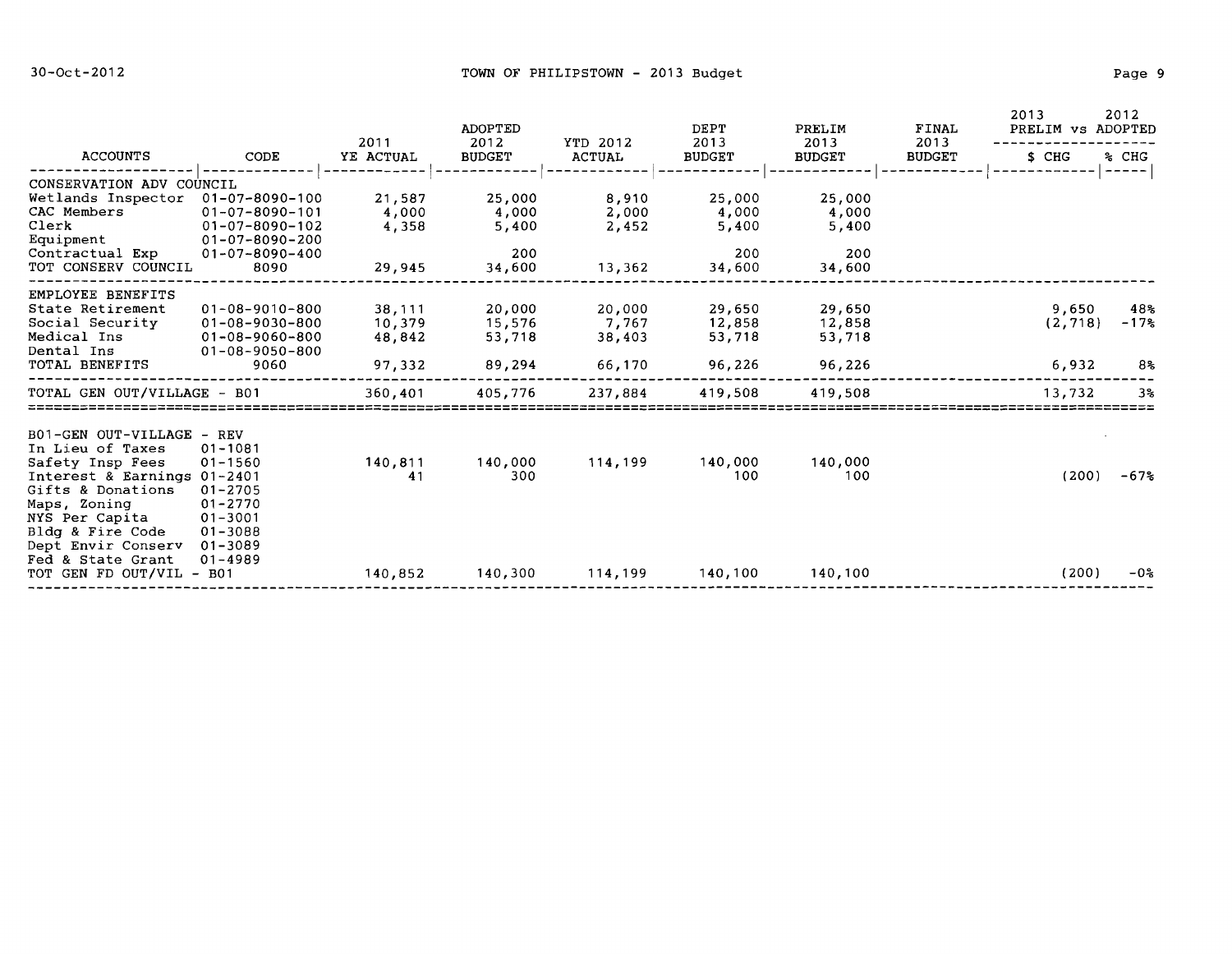# TOWN OF PHILIPSTOWN - 2013 Budget

30-Oct-2012

| ACCOUNTS | CODE | 2011 YE ACTUAL | ADOPTED 2012 BUDGET | YTD 2012 ACTUAL | DEPT 2013 BUDGET | PRELIM 2013 BUDGET | FINAL 2013 BUDGET | 2013 PRELIM vs 2012 ADOPTED $ CHG | % CHG |
|---|---|---|---|---|---|---|---|---|---|
| CONSERVATION ADV COUNCIL | | | | | | | | | |
| Wetlands Inspector | 01-07-8090-100 | 21,587 | 25,000 | 8,910 | 25,000 | 25,000 | | | |
| CAC Members | 01-07-8090-101 | 4,000 | 4,000 | 2,000 | 4,000 | 4,000 | | | |
| Clerk | 01-07-8090-102 | 4,358 | 5,400 | 2,452 | 5,400 | 5,400 | | | |
| Equipment | 01-07-8090-200 | | | | | | | | |
| Contractual Exp | 01-07-8090-400 | | 200 | | 200 | 200 | | | |
| TOT CONSERV COUNCIL | 8090 | 29,945 | 34,600 | 13,362 | 34,600 | 34,600 | | | |
| EMPLOYEE BENEFITS | | | | | | | | | |
| State Retirement | 01-08-9010-800 | 38,111 | 20,000 | 20,000 | 29,650 | 29,650 | | 9,650 | 48% |
| Social Security | 01-08-9030-800 | 10,379 | 15,576 | 7,767 | 12,858 | 12,858 | | (2,718) | -17% |
| Medical Ins | 01-08-9060-800 | 48,842 | 53,718 | 38,403 | 53,718 | 53,718 | | | |
| Dental Ins | 01-08-9050-800 | | | | | | | | |
| TOTAL BENEFITS | 9060 | 97,332 | 89,294 | 66,170 | 96,226 | 96,226 | | 6,932 | 8% |
| TOTAL GEN OUT/VILLAGE - B01 | | 360,401 | 405,776 | 237,884 | 419,508 | 419,508 | | 13,732 | 3% |
| B01-GEN OUT-VILLAGE - REV | | | | | | | | | |
| In Lieu of Taxes | 01-1081 | | | | | | | | |
| Safety Insp Fees | 01-1560 | 140,811 | 140,000 | 114,199 | 140,000 | 140,000 | | | |
| Interest & Earnings | 01-2401 | 41 | 300 | | 100 | 100 | | (200) | -67% |
| Gifts & Donations | 01-2705 | | | | | | | | |
| Maps, Zoning | 01-2770 | | | | | | | | |
| NYS Per Capita | 01-3001 | | | | | | | | |
| Bldg & Fire Code | 01-3088 | | | | | | | | |
| Dept Envir Conserv | 01-3089 | | | | | | | | |
| Fed & State Grant | 01-4989 | | | | | | | | |
| TOT GEN FD OUT/VIL - B01 | | 140,852 | 140,300 | 114,199 | 140,100 | 140,100 | | (200) | -0% |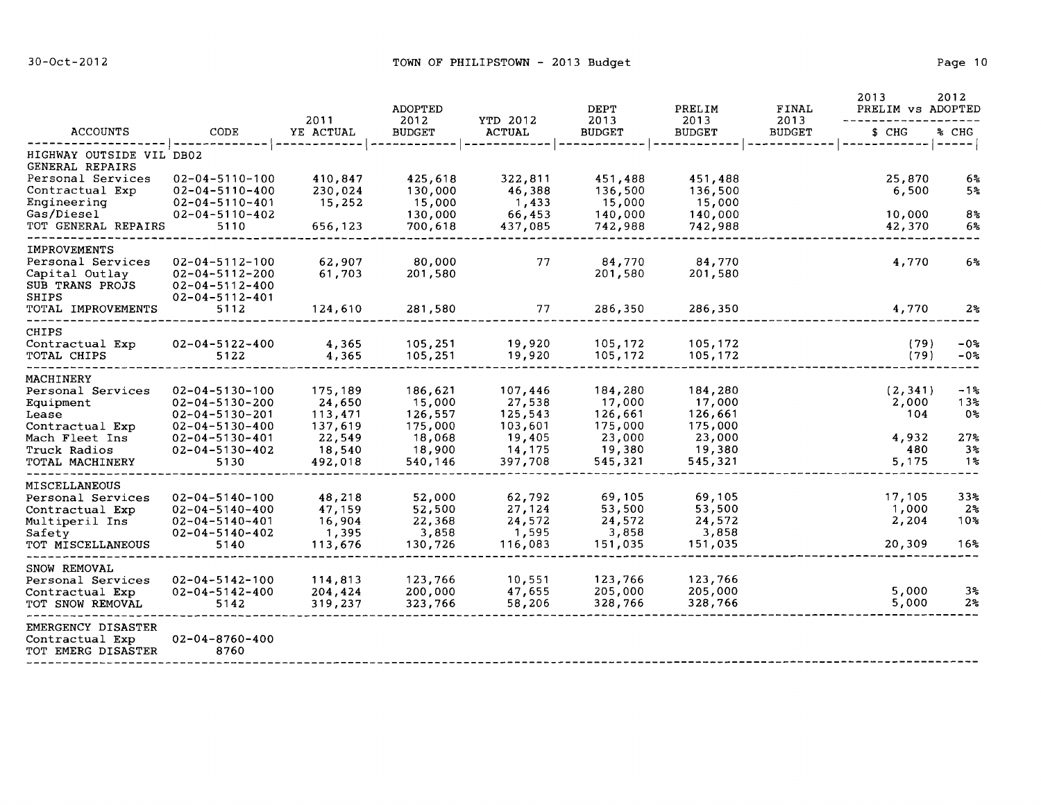# TOWN OF PHILIPSTOWN - 2013 Budget

| ACCOUNTS | CODE | 2011 YE ACTUAL | ADOPTED 2012 BUDGET | YTD 2012 ACTUAL | DEPT 2013 BUDGET | PRELIM 2013 BUDGET | FINAL 2013 BUDGET | 2013 PRELIM vs 2012 ADOPTED $ CHG | % CHG |
|---|---|---|---|---|---|---|---|---|---|
| HIGHWAY OUTSIDE VIL DB02 | | | | | | | | | |
| GENERAL REPAIRS | | | | | | | | | |
| Personal Services | 02-04-5110-100 | 410,847 | 425,618 | 322,811 | 451,488 | 451,488 | | 25,870 | 6% |
| Contractual Exp | 02-04-5110-400 | 230,024 | 130,000 | 46,388 | 136,500 | 136,500 | | 6,500 | 5% |
| Engineering | 02-04-5110-401 | 15,252 | 15,000 | 1,433 | 15,000 | 15,000 | | | |
| Gas/Diesel | 02-04-5110-402 | | 130,000 | 66,453 | 140,000 | 140,000 | | 10,000 | 8% |
| TOT GENERAL REPAIRS | 5110 | 656,123 | 700,618 | 437,085 | 742,988 | 742,988 | | 42,370 | 6% |
| IMPROVEMENTS | | | | | | | | | |
| Personal Services | 02-04-5112-100 | 62,907 | 80,000 | 77 | 84,770 | 84,770 | | 4,770 | 6% |
| Capital Outlay | 02-04-5112-200 | 61,703 | 201,580 | | 201,580 | 201,580 | | | |
| SUB TRANS PROJS | 02-04-5112-400 | | | | | | | | |
| SHIPS | 02-04-5112-401 | | | | | | | | |
| TOTAL IMPROVEMENTS | 5112 | 124,610 | 281,580 | 77 | 286,350 | 286,350 | | 4,770 | 2% |
| CHIPS | | | | | | | | | |
| Contractual Exp | 02-04-5122-400 | 4,365 | 105,251 | 19,920 | 105,172 | 105,172 | | (79) | -0% |
| TOTAL CHIPS | 5122 | 4,365 | 105,251 | 19,920 | 105,172 | 105,172 | | (79) | -0% |
| MACHINERY | | | | | | | | | |
| Personal Services | 02-04-5130-100 | 175,189 | 186,621 | 107,446 | 184,280 | 184,280 | | (2,341) | -1% |
| Equipment | 02-04-5130-200 | 24,650 | 15,000 | 27,538 | 17,000 | 17,000 | | 2,000 | 13% |
| Lease | 02-04-5130-201 | 113,471 | 126,557 | 125,543 | 126,661 | 126,661 | | 104 | 0% |
| Contractual Exp | 02-04-5130-400 | 137,619 | 175,000 | 103,601 | 175,000 | 175,000 | | | |
| Mach Fleet Ins | 02-04-5130-401 | 22,549 | 18,068 | 19,405 | 23,000 | 23,000 | | 4,932 | 27% |
| Truck Radios | 02-04-5130-402 | 18,540 | 18,900 | 14,175 | 19,380 | 19,380 | | 480 | 3% |
| TOTAL MACHINERY | 5130 | 492,018 | 540,146 | 397,708 | 545,321 | 545,321 | | 5,175 | 1% |
| MISCELLANEOUS | | | | | | | | | |
| Personal Services | 02-04-5140-100 | 48,218 | 52,000 | 62,792 | 69,105 | 69,105 | | 17,105 | 33% |
| Contractual Exp | 02-04-5140-400 | 47,159 | 52,500 | 27,124 | 53,500 | 53,500 | | 1,000 | 2% |
| Multiperil Ins | 02-04-5140-401 | 16,904 | 22,368 | 24,572 | 24,572 | 24,572 | | 2,204 | 10% |
| Safety | 02-04-5140-402 | 1,395 | 3,858 | 1,595 | 3,858 | 3,858 | | | |
| TOT MISCELLANEOUS | 5140 | 113,676 | 130,726 | 116,083 | 151,035 | 151,035 | | 20,309 | 16% |
| SNOW REMOVAL | | | | | | | | | |
| Personal Services | 02-04-5142-100 | 114,813 | 123,766 | 10,551 | 123,766 | 123,766 | | | |
| Contractual Exp | 02-04-5142-400 | 204,424 | 200,000 | 47,655 | 205,000 | 205,000 | | 5,000 | 3% |
| TOT SNOW REMOVAL | 5142 | 319,237 | 323,766 | 58,206 | 328,766 | 328,766 | | 5,000 | 2% |
| EMERGENCY DISASTER | | | | | | | | | |
| Contractual Exp | 02-04-8760-400 | | | | | | | | |
| TOT EMERG DISASTER | 8760 | | | | | | | | |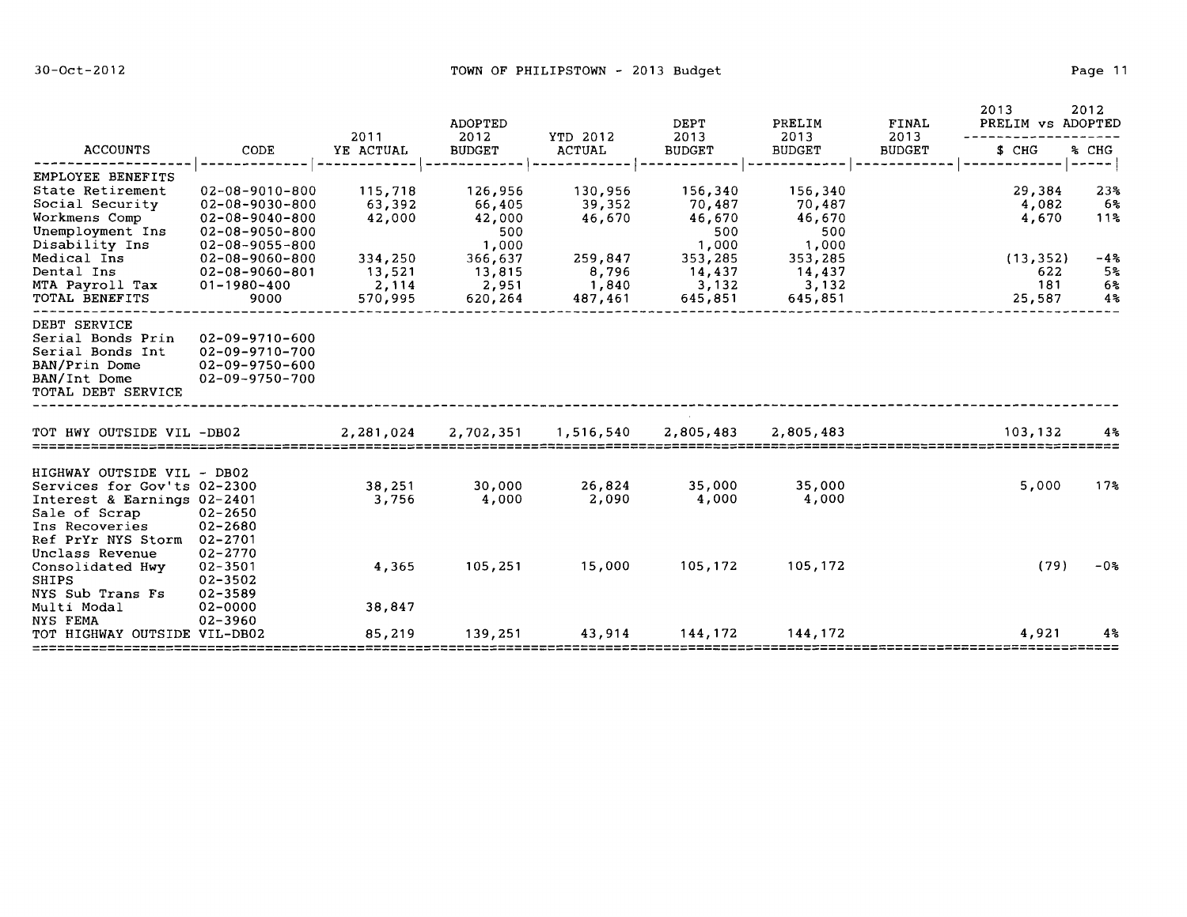| ACCOUNTS | CODE | 2011 YE ACTUAL | ADOPTED 2012 BUDGET | YTD 2012 ACTUAL | DEPT 2013 BUDGET | PRELIM 2013 BUDGET | FINAL 2013 BUDGET | 2013 PRELIM vs ADOPTED $ CHG | 2012 % CHG |
|---|---|---|---|---|---|---|---|---|---|
| EMPLOYEE BENEFITS | | | | | | | | | |
| State Retirement | 02-08-9010-800 | 115,718 | 126,956 | 130,956 | 156,340 | 156,340 | | 29,384 | 23% |
| Social Security | 02-08-9030-800 | 63,392 | 66,405 | 39,352 | 70,487 | 70,487 | | 4,082 | 6% |
| Workmens Comp | 02-08-9040-800 | 42,000 | 42,000 | 46,670 | 46,670 | 46,670 | | 4,670 | 11% |
| Unemployment Ins | 02-08-9050-800 | | 500 | | 500 | 500 | | | |
| Disability Ins | 02-08-9055-800 | | 1,000 | | 1,000 | 1,000 | | | |
| Medical Ins | 02-08-9060-800 | 334,250 | 366,637 | 259,847 | 353,285 | 353,285 | | (13,352) | -4% |
| Dental Ins | 02-08-9060-801 | 13,521 | 13,815 | 8,796 | 14,437 | 14,437 | | 622 | 5% |
| MTA Payroll Tax | 01-1980-400 | 2,114 | 2,951 | 1,840 | 3,132 | 3,132 | | 181 | 6% |
| TOTAL BENEFITS | 9000 | 570,995 | 620,264 | 487,461 | 645,851 | 645,851 | | 25,587 | 4% |
| DEBT SERVICE | | | | | | | | | |
| Serial Bonds Prin | 02-09-9710-600 | | | | | | | | |
| Serial Bonds Int | 02-09-9710-700 | | | | | | | | |
| BAN/Prin Dome | 02-09-9750-600 | | | | | | | | |
| BAN/Int Dome | 02-09-9750-700 | | | | | | | | |
| TOTAL DEBT SERVICE | | | | | | | | | |
| TOT HWY OUTSIDE VIL -DB02 | | 2,281,024 | 2,702,351 | 1,516,540 | 2,805,483 | 2,805,483 | | 103,132 | 4% |
| HIGHWAY OUTSIDE VIL - DB02 | | | | | | | | | |
| Services for Gov't s | 02-2300 | 38,251 | 30,000 | 26,824 | 35,000 | 35,000 | | 5,000 | 17% |
| Interest & Earnings | 02-2401 | 3,756 | 4,000 | 2,090 | 4,000 | 4,000 | | | |
| Sale of Scrap | 02-2650 | | | | | | | | |
| Ins Recoveries | 02-2680 | | | | | | | | |
| Ref PrYr NYS Storm | 02-2701 | | | | | | | | |
| Unclass Revenue | 02-2770 | | | | | | | | |
| Consolidated Hwy | 02-3501 | 4,365 | 105,251 | 15,000 | 105,172 | 105,172 | | (79) | -0% |
| SHIPS | 02-3502 | | | | | | | | |
| NYS Sub Trans Fs | 02-3589 | | | | | | | | |
| Multi Modal | 02-0000 | 38,847 | | | | | | | |
| NYS FEMA | 02-3960 | | | | | | | | |
| TOT HIGHWAY OUTSIDE VIL-DB02 | | 85,219 | 139,251 | 43,914 | 144,172 | 144,172 | | 4,921 | 4% |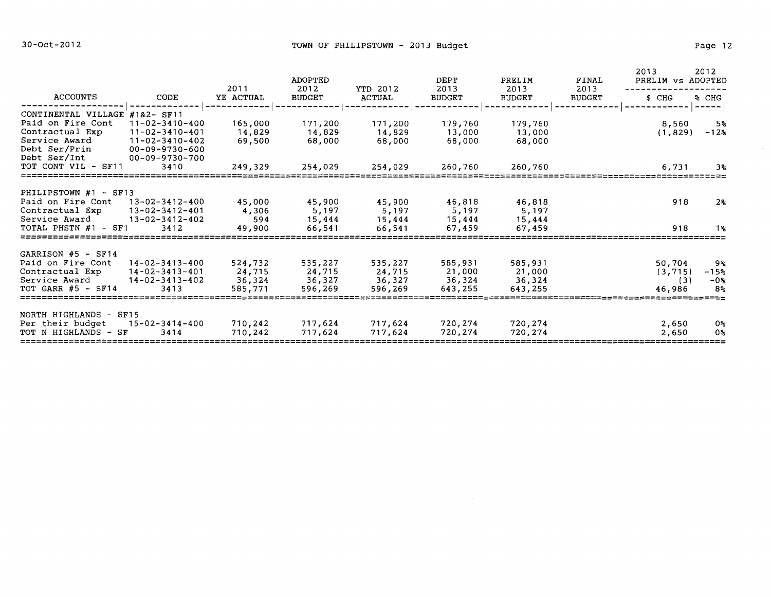# TOWN OF PHILIPSTOWN - 2013 Budget

30-Oct-2012

| ACCOUNTS | CODE | 2011 YE ACTUAL | ADOPTED 2012 BUDGET | YTD 2012 ACTUAL | DEPT 2013 BUDGET | PRELIM 2013 BUDGET | FINAL 2013 BUDGET | 2013 PRELIM vs 2012 ADOPTED $ CHG | % CHG |
|---|---|---|---|---|---|---|---|---|---|
| CONTINENTAL VILLAGE #1&2- SF11 | | | | | | | | | |
| Paid on Fire Cont | 11-02-3410-400 | 165,000 | 171,200 | 171,200 | 179,760 | 179,760 | | 8,560 | 5% |
| Contractual Exp | 11-02-3410-401 | 14,829 | 14,829 | 14,829 | 13,000 | 13,000 | | (1,829) | -12% |
| Service Award | 11-02-3410-402 | 69,500 | 68,000 | 68,000 | 68,000 | 68,000 | | | |
| Debt Ser/Prin | 00-09-9730-600 | | | | | | | | |
| Debt Ser/Int | 00-09-9730-700 | | | | | | | | |
| TOT CONT VIL - SF11 | 3410 | 249,329 | 254,029 | 254,029 | 260,760 | 260,760 | | 6,731 | 3% |
| PHILIPSTOWN #1 - SF13 | | | | | | | | | |
| Paid on Fire Cont | 13-02-3412-400 | 45,000 | 45,900 | 45,900 | 46,818 | 46,818 | | 918 | 2% |
| Contractual Exp | 13-02-3412-401 | 4,306 | 5,197 | 5,197 | 5,197 | 5,197 | | | |
| Service Award | 13-02-3412-402 | 594 | 15,444 | 15,444 | 15,444 | 15,444 | | | |
| TOTAL PHSTN #1 - SF1 | 3412 | 49,900 | 66,541 | 66,541 | 67,459 | 67,459 | | 918 | 1% |
| GARRISON #5 - SF14 | | | | | | | | | |
| Paid on Fire Cont | 14-02-3413-400 | 524,732 | 535,227 | 535,227 | 585,931 | 585,931 | | 50,704 | 9% |
| Contractual Exp | 14-02-3413-401 | 24,715 | 24,715 | 24,715 | 21,000 | 21,000 | | (3,715) | -15% |
| Service Award | 14-02-3413-402 | 36,324 | 36,327 | 36,327 | 36,324 | 36,324 | | (3) | -0% |
| TOT GARR #5 - SF14 | 3413 | 585,771 | 596,269 | 596,269 | 643,255 | 643,255 | | 46,986 | 8% |
| NORTH HIGHLANDS - SF15 | | | | | | | | | |
| Per their budget | 15-02-3414-400 | 710,242 | 717,624 | 717,624 | 720,274 | 720,274 | | 2,650 | 0% |
| TOT N HIGHLANDS - SF | 3414 | 710,242 | 717,624 | 717,624 | 720,274 | 720,274 | | 2,650 | 0% |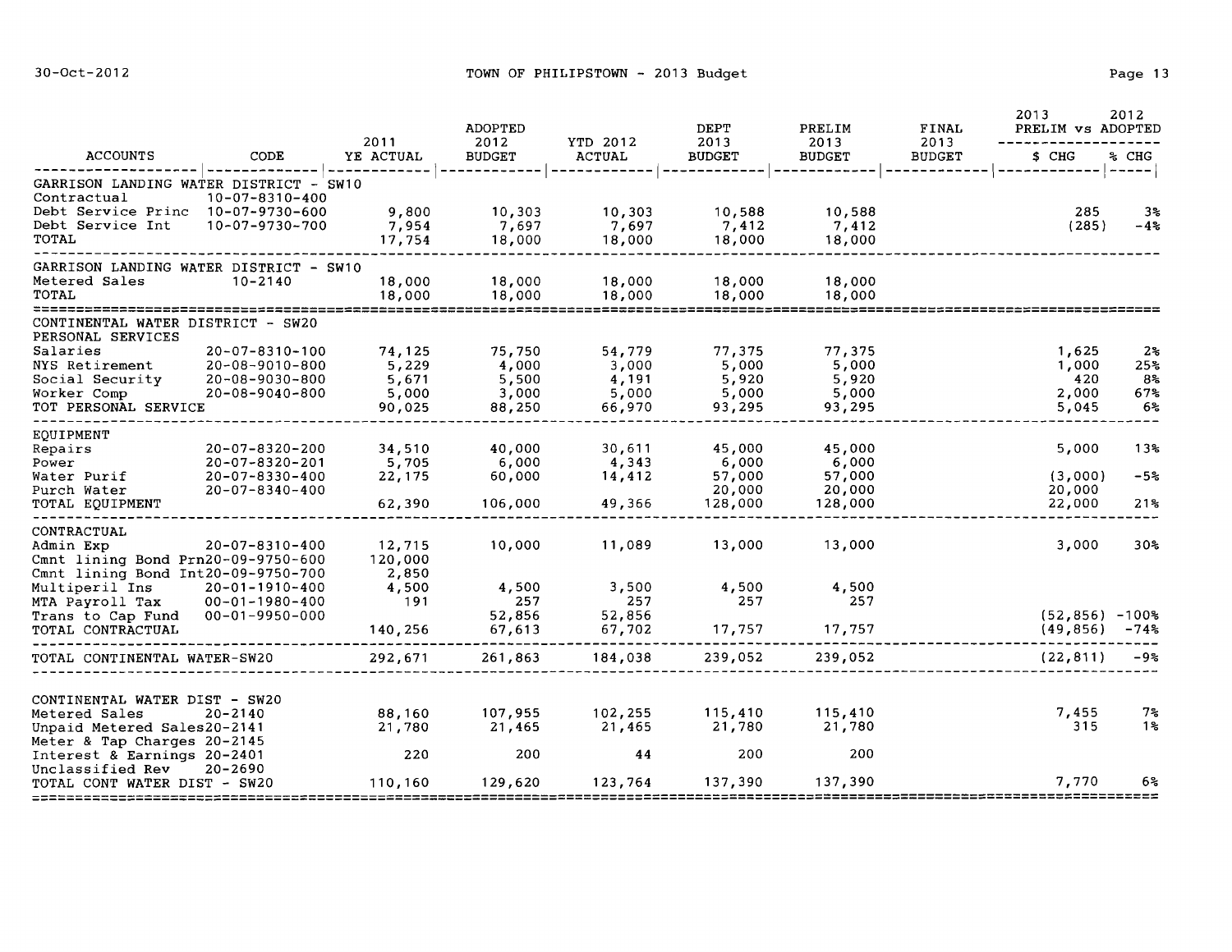| ACCOUNTS | CODE | 2011 YE ACTUAL | ADOPTED 2012 BUDGET | YTD 2012 ACTUAL | DEPT 2013 BUDGET | PRELIM 2013 BUDGET | FINAL 2013 BUDGET | 2013 PRELIM vs ADOPTED $ CHG | 2012 % CHG |
|---|---|---|---|---|---|---|---|---|---|
| GARRISON LANDING WATER DISTRICT - SW10 | | | | | | | | | |
| Contractual | 10-07-8310-400 | | | | | | | | |
| Debt Service Princ | 10-07-9730-600 | 9,800 | 10,303 | 10,303 | 10,588 | 10,588 | | 285 | 3% |
| Debt Service Int | 10-07-9730-700 | 7,954 | 7,697 | 7,697 | 7,412 | 7,412 | | (285) | -4% |
| TOTAL | | 17,754 | 18,000 | 18,000 | 18,000 | 18,000 | | | |
| GARRISON LANDING WATER DISTRICT - SW10 | | | | | | | | | |
| Metered Sales | 10-2140 | 18,000 | 18,000 | 18,000 | 18,000 | 18,000 | | | |
| TOTAL | | 18,000 | 18,000 | 18,000 | 18,000 | 18,000 | | | |
| CONTINENTAL WATER DISTRICT - SW20 | | | | | | | | | |
| PERSONAL SERVICES | | | | | | | | | |
| Salaries | 20-07-8310-100 | 74,125 | 75,750 | 54,779 | 77,375 | 77,375 | | 1,625 | 2% |
| NYS Retirement | 20-08-9010-800 | 5,229 | 4,000 | 3,000 | 5,000 | 5,000 | | 1,000 | 25% |
| Social Security | 20-08-9030-800 | 5,671 | 5,500 | 4,191 | 5,920 | 5,920 | | 420 | 8% |
| Worker Comp | 20-08-9040-800 | 5,000 | 3,000 | 5,000 | 5,000 | 5,000 | | 2,000 | 67% |
| TOT PERSONAL SERVICE | | 90,025 | 88,250 | 66,970 | 93,295 | 93,295 | | 5,045 | 6% |
| EQUIPMENT | | | | | | | | | |
| Repairs | 20-07-8320-200 | 34,510 | 40,000 | 30,611 | 45,000 | 45,000 | | 5,000 | 13% |
| Power | 20-07-8320-201 | 5,705 | 6,000 | 4,343 | 6,000 | 6,000 | | | |
| Water Purif | 20-07-8330-400 | 22,175 | 60,000 | 14,412 | 57,000 | 57,000 | | (3,000) | -5% |
| Purch Water | 20-07-8340-400 | | | | 20,000 | 20,000 | | 20,000 | |
| TOTAL EQUIPMENT | | 62,390 | 106,000 | 49,366 | 128,000 | 128,000 | | 22,000 | 21% |
| CONTRACTUAL | | | | | | | | | |
| Admin Exp | 20-07-8310-400 | 12,715 | 10,000 | 11,089 | 13,000 | 13,000 | | 3,000 | 30% |
| Cmnt lining Bond Prn | 20-09-9750-600 | 120,000 | | | | | | | |
| Cmnt lining Bond Int | 20-09-9750-700 | 2,850 | | | | | | | |
| Multiperil Ins | 20-01-1910-400 | 4,500 | 4,500 | 3,500 | 4,500 | 4,500 | | | |
| MTA Payroll Tax | 00-01-1980-400 | 191 | 257 | 257 | 257 | 257 | | | |
| Trans to Cap Fund | 00-01-9950-000 | | 52,856 | 52,856 | | | | (52,856) | -100% |
| TOTAL CONTRACTUAL | | 140,256 | 67,613 | 67,702 | 17,757 | 17,757 | | (49,856) | -74% |
| TOTAL CONTINENTAL WATER-SW20 | | 292,671 | 261,863 | 184,038 | 239,052 | 239,052 | | (22,811) | -9% |
| CONTINENTAL WATER DIST - SW20 | | | | | | | | | |
| Metered Sales | 20-2140 | 88,160 | 107,955 | 102,255 | 115,410 | 115,410 | | 7,455 | 7% |
| Unpaid Metered Sales | 20-2141 | 21,780 | 21,465 | 21,465 | 21,780 | 21,780 | | 315 | 1% |
| Meter & Tap Charges | 20-2145 | | | | | | | | |
| Interest & Earnings | 20-2401 | 220 | 200 | 44 | 200 | 200 | | | |
| Unclassified Rev | 20-2690 | | | | | | | | |
| TOTAL CONT WATER DIST - SW20 | | 110,160 | 129,620 | 123,764 | 137,390 | 137,390 | | 7,770 | 6% |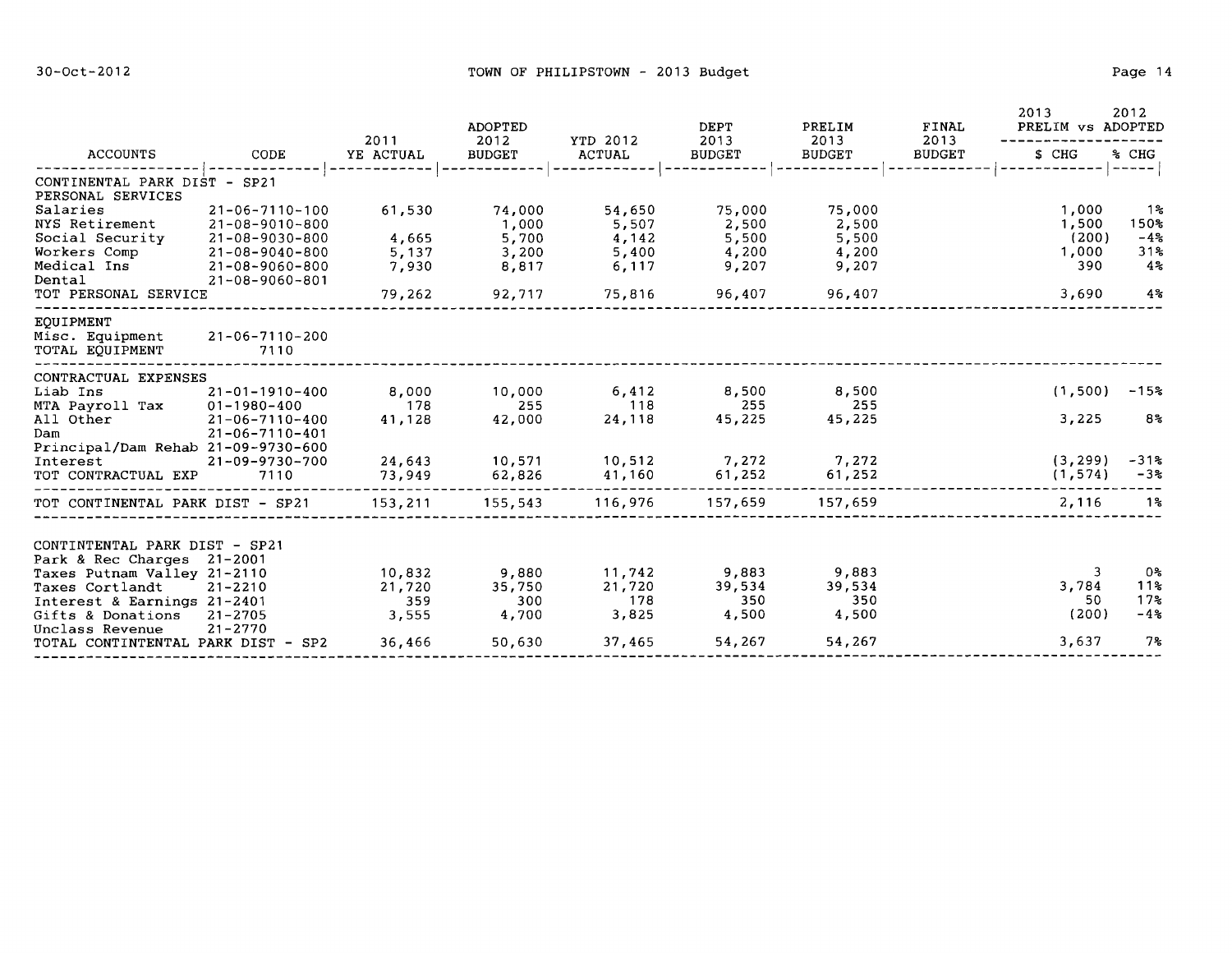| ACCOUNTS | CODE | 2011 YE ACTUAL | ADOPTED 2012 BUDGET | YTD 2012 ACTUAL | DEPT 2013 BUDGET | PRELIM 2013 BUDGET | FINAL 2013 BUDGET | 2013 PRELIM vs ADOPTED $ CHG | 2012 % CHG |
|---|---|---|---|---|---|---|---|---|---|
| CONTINENTAL PARK DIST - SP21 | | | | | | | | | |
| PERSONAL SERVICES | | | | | | | | | |
| Salaries | 21-06-7110-100 | 61,530 | 74,000 | 54,650 | 75,000 | 75,000 | | 1,000 | 1% |
| NYS Retirement | 21-08-9010-800 | | 1,000 | 5,507 | 2,500 | 2,500 | | 1,500 | 150% |
| Social Security | 21-08-9030-800 | 4,665 | 5,700 | 4,142 | 5,500 | 5,500 | | (200) | -4% |
| Workers Comp | 21-08-9040-800 | 5,137 | 3,200 | 5,400 | 4,200 | 4,200 | | 1,000 | 31% |
| Medical Ins | 21-08-9060-800 | 7,930 | 8,817 | 6,117 | 9,207 | 9,207 | | 390 | 4% |
| Dental | 21-08-9060-801 | | | | | | | | |
| TOT PERSONAL SERVICE | | 79,262 | 92,717 | 75,816 | 96,407 | 96,407 | | 3,690 | 4% |
| EQUIPMENT | | | | | | | | | |
| Misc. Equipment | 21-06-7110-200 | | | | | | | | |
| TOTAL EQUIPMENT | 7110 | | | | | | | | |
| CONTRACTUAL EXPENSES | | | | | | | | | |
| Liab Ins | 21-01-1910-400 | 8,000 | 10,000 | 6,412 | 8,500 | 8,500 | | (1,500) | -15% |
| MTA Payroll Tax | 01-1980-400 | 178 | 255 | 118 | 255 | 255 | | | |
| All Other | 21-06-7110-400 | 41,128 | 42,000 | 24,118 | 45,225 | 45,225 | | 3,225 | 8% |
| Dam | 21-06-7110-401 | | | | | | | | |
| Principal/Dam Rehab | 21-09-9730-600 | | | | | | | | |
| Interest | 21-09-9730-700 | 24,643 | 10,571 | 10,512 | 7,272 | 7,272 | | (3,299) | -31% |
| TOT CONTRACTUAL EXP | 7110 | 73,949 | 62,826 | 41,160 | 61,252 | 61,252 | | (1,574) | -3% |
| TOT CONTINENTAL PARK DIST - SP21 | | 153,211 | 155,543 | 116,976 | 157,659 | 157,659 | | 2,116 | 1% |
| CONTINTENTAL PARK DIST - SP21 | | | | | | | | | |
| Park & Rec Charges | 21-2001 | | | | | | | | |
| Taxes Putnam Valley | 21-2110 | 10,832 | 9,880 | 11,742 | 9,883 | 9,883 | | 3 | 0% |
| Taxes Cortlandt | 21-2210 | 21,720 | 35,750 | 21,720 | 39,534 | 39,534 | | 3,784 | 11% |
| Interest & Earnings | 21-2401 | 359 | 300 | 178 | 350 | 350 | | 50 | 17% |
| Gifts & Donations | 21-2705 | 3,555 | 4,700 | 3,825 | 4,500 | 4,500 | | (200) | -4% |
| Unclass Revenue | 21-2770 | | | | | | | | |
| TOTAL CONTINTENTAL PARK DIST - SP2 | | 36,466 | 50,630 | 37,465 | 54,267 | 54,267 | | 3,637 | 7% |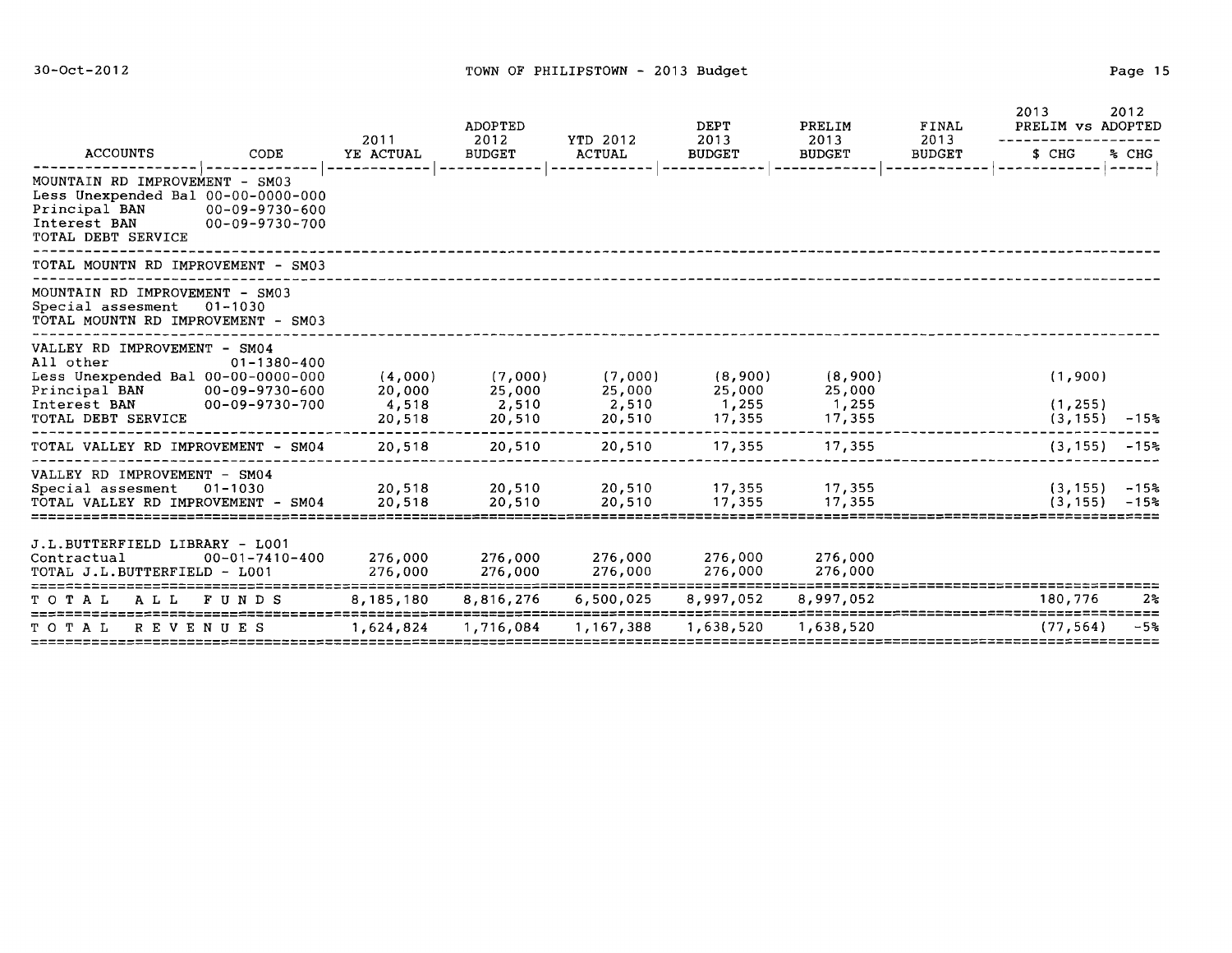| ACCOUNTS | CODE | 2011 YE ACTUAL | ADOPTED 2012 BUDGET | YTD 2012 ACTUAL | DEPT 2013 BUDGET | PRELIM 2013 BUDGET | FINAL 2013 BUDGET | 2013 PRELIM vs 2012 ADOPTED $ CHG | % CHG |
|---|---|---|---|---|---|---|---|---|---|
| MOUNTAIN RD IMPROVEMENT - SM03 | | | | | | | | | |
| Less Unexpended Bal | 00-00-0000-000 | | | | | | | | |
| Principal BAN | 00-09-9730-600 | | | | | | | | |
| Interest BAN | 00-09-9730-700 | | | | | | | | |
| TOTAL DEBT SERVICE | | | | | | | | | |
| TOTAL MOUNTN RD IMPROVEMENT - SM03 | | | | | | | | | |
| MOUNTAIN RD IMPROVEMENT - SM03 | | | | | | | | | |
| Special assesment | 01-1030 | | | | | | | | |
| TOTAL MOUNTN RD IMPROVEMENT - SM03 | | | | | | | | | |
| VALLEY RD IMPROVEMENT - SM04 | | | | | | | | | |
| All other | 01-1380-400 | | | | | | | | |
| Less Unexpended Bal | 00-00-0000-000 | (4,000) | (7,000) | (7,000) | (8,900) | (8,900) | | (1,900) | |
| Principal BAN | 00-09-9730-600 | 20,000 | 25,000 | 25,000 | 25,000 | 25,000 | | | |
| Interest BAN | 00-09-9730-700 | 4,518 | 2,510 | 2,510 | 1,255 | 1,255 | | (1,255) | |
| TOTAL DEBT SERVICE | | 20,518 | 20,510 | 20,510 | 17,355 | 17,355 | | (3,155) | -15% |
| TOTAL VALLEY RD IMPROVEMENT - SM04 | | 20,518 | 20,510 | 20,510 | 17,355 | 17,355 | | (3,155) | -15% |
| VALLEY RD IMPROVEMENT - SM04 | | | | | | | | | |
| Special assesment | 01-1030 | 20,518 | 20,510 | 20,510 | 17,355 | 17,355 | | (3,155) | -15% |
| TOTAL VALLEY RD IMPROVEMENT - SM04 | | 20,518 | 20,510 | 20,510 | 17,355 | 17,355 | | (3,155) | -15% |
| J.L.BUTTERFIELD LIBRARY - L001 | | | | | | | | | |
| Contractual | 00-01-7410-400 | 276,000 | 276,000 | 276,000 | 276,000 | 276,000 | | | |
| TOTAL J.L.BUTTERFIELD - L001 | | 276,000 | 276,000 | 276,000 | 276,000 | 276,000 | | | |
| TOTAL ALL FUNDS | | 8,185,180 | 8,816,276 | 6,500,025 | 8,997,052 | 8,997,052 | | 180,776 | 2% |
| TOTAL REVENUES | | 1,624,824 | 1,716,084 | 1,167,388 | 1,638,520 | 1,638,520 | | (77,564) | -5% |